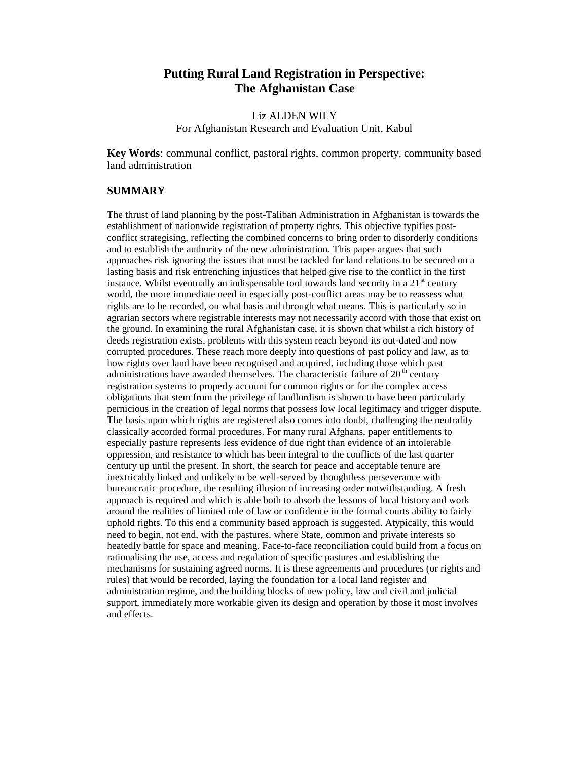# Putting Rural Land Registration in Perspective: The Afghanistan Case

Liz ALDEN WILY
For Afghanistan Research and Evaluation Unit, Kabul

**Key Words**: communal conflict, pastoral rights, common property, community based land administration

## SUMMARY

The thrust of land planning by the post-Taliban Administration in Afghanistan is towards the establishment of nationwide registration of property rights. This objective typifies post-conflict strategising, reflecting the combined concerns to bring order to disorderly conditions and to establish the authority of the new administration. This paper argues that such approaches risk ignoring the issues that must be tackled for land relations to be secured on a lasting basis and risk entrenching injustices that helped give rise to the conflict in the first instance. Whilst eventually an indispensable tool towards land security in a 21st century world, the more immediate need in especially post-conflict areas may be to reassess what rights are to be recorded, on what basis and through what means. This is particularly so in agrarian sectors where registrable interests may not necessarily accord with those that exist on the ground. In examining the rural Afghanistan case, it is shown that whilst a rich history of deeds registration exists, problems with this system reach beyond its out-dated and now corrupted procedures. These reach more deeply into questions of past policy and law, as to how rights over land have been recognised and acquired, including those which past administrations have awarded themselves. The characteristic failure of 20th century registration systems to properly account for common rights or for the complex access obligations that stem from the privilege of landlordism is shown to have been particularly pernicious in the creation of legal norms that possess low local legitimacy and trigger dispute. The basis upon which rights are registered also comes into doubt, challenging the neutrality classically accorded formal procedures. For many rural Afghans, paper entitlements to especially pasture represents less evidence of due right than evidence of an intolerable oppression, and resistance to which has been integral to the conflicts of the last quarter century up until the present. In short, the search for peace and acceptable tenure are inextricably linked and unlikely to be well-served by thoughtless perseverance with bureaucratic procedure, the resulting illusion of increasing order notwithstanding. A fresh approach is required and which is able both to absorb the lessons of local history and work around the realities of limited rule of law or confidence in the formal courts ability to fairly uphold rights. To this end a community based approach is suggested. Atypically, this would need to begin, not end, with the pastures, where State, common and private interests so heatedly battle for space and meaning. Face-to-face reconciliation could build from a focus on rationalising the use, access and regulation of specific pastures and establishing the mechanisms for sustaining agreed norms. It is these agreements and procedures (or rights and rules) that would be recorded, laying the foundation for a local land register and administration regime, and the building blocks of new policy, law and civil and judicial support, immediately more workable given its design and operation by those it most involves and effects.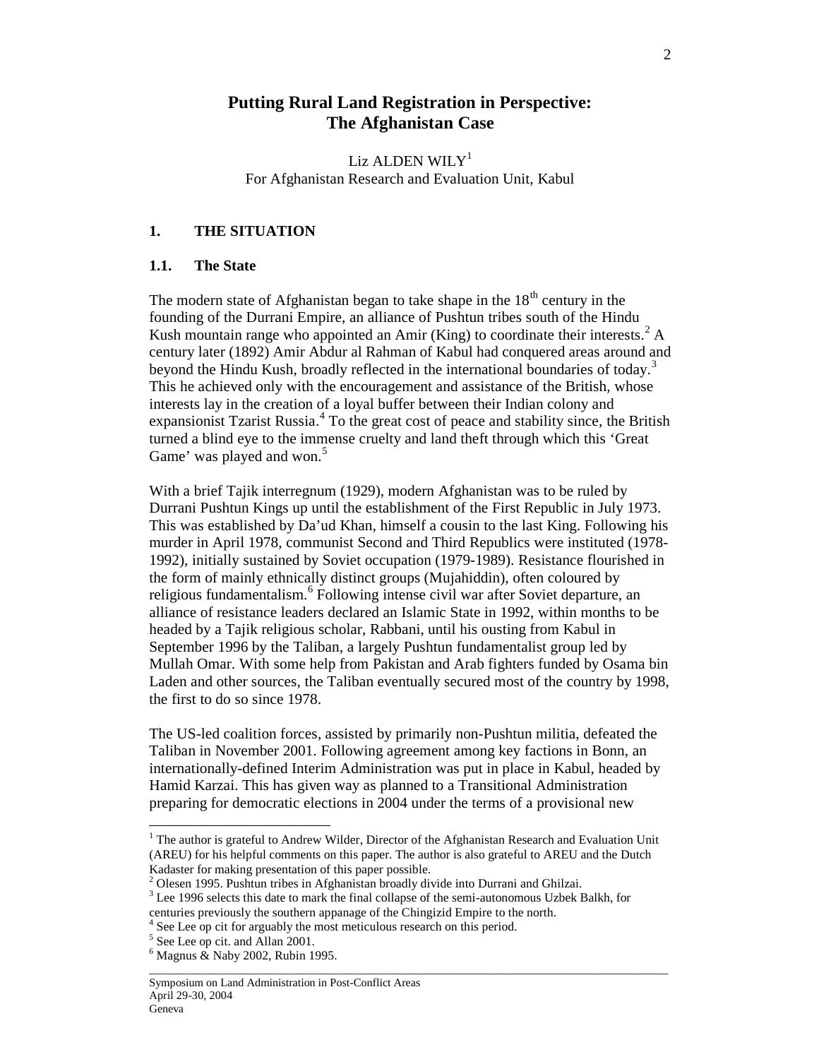# Putting Rural Land Registration in Perspective: The Afghanistan Case

Liz ALDEN WILY[1]
For Afghanistan Research and Evaluation Unit, Kabul

## 1. THE SITUATION

### 1.1. The State

The modern state of Afghanistan began to take shape in the 18th century in the founding of the Durrani Empire, an alliance of Pushtun tribes south of the Hindu Kush mountain range who appointed an Amir (King) to coordinate their interests.[2] A century later (1892) Amir Abdur al Rahman of Kabul had conquered areas around and beyond the Hindu Kush, broadly reflected in the international boundaries of today.[3] This he achieved only with the encouragement and assistance of the British, whose interests lay in the creation of a loyal buffer between their Indian colony and expansionist Tzarist Russia.[4] To the great cost of peace and stability since, the British turned a blind eye to the immense cruelty and land theft through which this 'Great Game' was played and won.[5]

With a brief Tajik interregnum (1929), modern Afghanistan was to be ruled by Durrani Pushtun Kings up until the establishment of the First Republic in July 1973. This was established by Da'ud Khan, himself a cousin to the last King. Following his murder in April 1978, communist Second and Third Republics were instituted (1978-1992), initially sustained by Soviet occupation (1979-1989). Resistance flourished in the form of mainly ethnically distinct groups (Mujahiddin), often coloured by religious fundamentalism.[6] Following intense civil war after Soviet departure, an alliance of resistance leaders declared an Islamic State in 1992, within months to be headed by a Tajik religious scholar, Rabbani, until his ousting from Kabul in September 1996 by the Taliban, a largely Pushtun fundamentalist group led by Mullah Omar. With some help from Pakistan and Arab fighters funded by Osama bin Laden and other sources, the Taliban eventually secured most of the country by 1998, the first to do so since 1978.

The US-led coalition forces, assisted by primarily non-Pushtun militia, defeated the Taliban in November 2001. Following agreement among key factions in Bonn, an internationally-defined Interim Administration was put in place in Kabul, headed by Hamid Karzai. This has given way as planned to a Transitional Administration preparing for democratic elections in 2004 under the terms of a provisional new

---

[1] The author is grateful to Andrew Wilder, Director of the Afghanistan Research and Evaluation Unit (AREU) for his helpful comments on this paper. The author is also grateful to AREU and the Dutch Kadaster for making presentation of this paper possible.

[2] Olesen 1995. Pushtun tribes in Afghanistan broadly divide into Durrani and Ghilzai.

[3] Lee 1996 selects this date to mark the final collapse of the semi-autonomous Uzbek Balkh, for centuries previously the southern appanage of the Chingizid Empire to the north.

[4] See Lee op cit for arguably the most meticulous research on this period.

[5] See Lee op cit. and Allan 2001.

[6] Magnus & Naby 2002, Rubin 1995.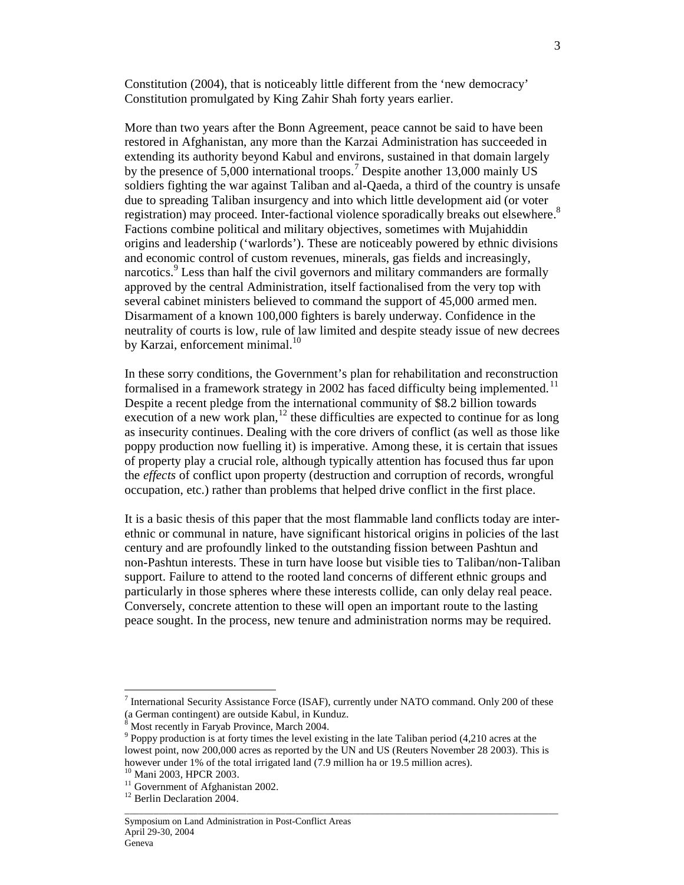Constitution (2004), that is noticeably little different from the 'new democracy' Constitution promulgated by King Zahir Shah forty years earlier.

More than two years after the Bonn Agreement, peace cannot be said to have been restored in Afghanistan, any more than the Karzai Administration has succeeded in extending its authority beyond Kabul and environs, sustained in that domain largely by the presence of 5,000 international troops.[7] Despite another 13,000 mainly US soldiers fighting the war against Taliban and al-Qaeda, a third of the country is unsafe due to spreading Taliban insurgency and into which little development aid (or voter registration) may proceed. Inter-factional violence sporadically breaks out elsewhere.[8] Factions combine political and military objectives, sometimes with Mujahiddin origins and leadership ('warlords'). These are noticeably powered by ethnic divisions and economic control of custom revenues, minerals, gas fields and increasingly, narcotics.[9] Less than half the civil governors and military commanders are formally approved by the central Administration, itself factionalised from the very top with several cabinet ministers believed to command the support of 45,000 armed men. Disarmament of a known 100,000 fighters is barely underway. Confidence in the neutrality of courts is low, rule of law limited and despite steady issue of new decrees by Karzai, enforcement minimal.[10]

In these sorry conditions, the Government's plan for rehabilitation and reconstruction formalised in a framework strategy in 2002 has faced difficulty being implemented.[11] Despite a recent pledge from the international community of $8.2 billion towards execution of a new work plan,[12] these difficulties are expected to continue for as long as insecurity continues. Dealing with the core drivers of conflict (as well as those like poppy production now fuelling it) is imperative. Among these, it is certain that issues of property play a crucial role, although typically attention has focused thus far upon the *effects* of conflict upon property (destruction and corruption of records, wrongful occupation, etc.) rather than problems that helped drive conflict in the first place.

It is a basic thesis of this paper that the most flammable land conflicts today are inter-ethnic or communal in nature, have significant historical origins in policies of the last century and are profoundly linked to the outstanding fission between Pashtun and non-Pashtun interests. These in turn have loose but visible ties to Taliban/non-Taliban support. Failure to attend to the rooted land concerns of different ethnic groups and particularly in those spheres where these interests collide, can only delay real peace. Conversely, concrete attention to these will open an important route to the lasting peace sought. In the process, new tenure and administration norms may be required.

---

[7] International Security Assistance Force (ISAF), currently under NATO command. Only 200 of these (a German contingent) are outside Kabul, in Kunduz.

[8] Most recently in Faryab Province, March 2004.

[9] Poppy production is at forty times the level existing in the late Taliban period (4,210 acres at the lowest point, now 200,000 acres as reported by the UN and US (Reuters November 28 2003). This is however under 1% of the total irrigated land (7.9 million ha or 19.5 million acres).

[10] Mani 2003, HPCR 2003.

[11] Government of Afghanistan 2002.

[12] Berlin Declaration 2004.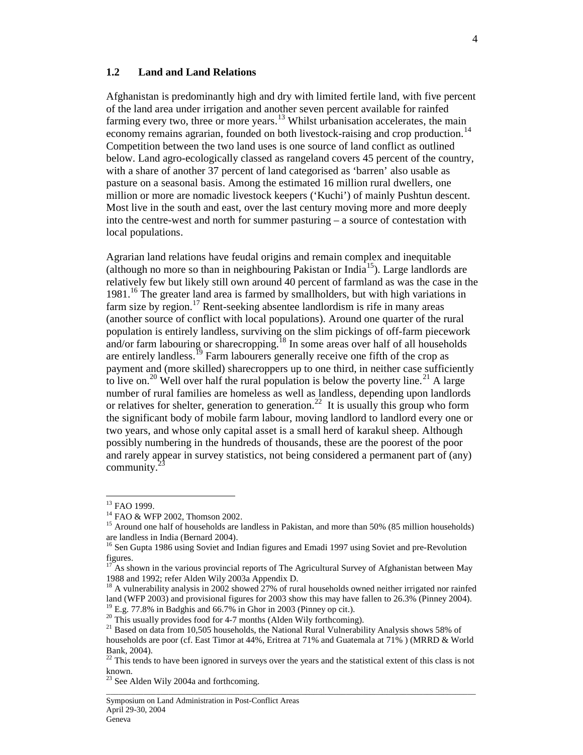## 1.2 Land and Land Relations

Afghanistan is predominantly high and dry with limited fertile land, with five percent of the land area under irrigation and another seven percent available for rainfed farming every two, three or more years.[13] Whilst urbanisation accelerates, the main economy remains agrarian, founded on both livestock-raising and crop production.[14] Competition between the two land uses is one source of land conflict as outlined below. Land agro-ecologically classed as rangeland covers 45 percent of the country, with a share of another 37 percent of land categorised as 'barren' also usable as pasture on a seasonal basis. Among the estimated 16 million rural dwellers, one million or more are nomadic livestock keepers ('Kuchi') of mainly Pushtun descent. Most live in the south and east, over the last century moving more and more deeply into the centre-west and north for summer pasturing – a source of contestation with local populations.

Agrarian land relations have feudal origins and remain complex and inequitable (although no more so than in neighbouring Pakistan or India[15]). Large landlords are relatively few but likely still own around 40 percent of farmland as was the case in the 1981.[16] The greater land area is farmed by smallholders, but with high variations in farm size by region.[17] Rent-seeking absentee landlordism is rife in many areas (another source of conflict with local populations). Around one quarter of the rural population is entirely landless, surviving on the slim pickings of off-farm piecework and/or farm labouring or sharecropping.[18] In some areas over half of all households are entirely landless.[19] Farm labourers generally receive one fifth of the crop as payment and (more skilled) sharecroppers up to one third, in neither case sufficiently to live on.[20] Well over half the rural population is below the poverty line.[21] A large number of rural families are homeless as well as landless, depending upon landlords or relatives for shelter, generation to generation.[22] It is usually this group who form the significant body of mobile farm labour, moving landlord to landlord every one or two years, and whose only capital asset is a small herd of karakul sheep. Although possibly numbering in the hundreds of thousands, these are the poorest of the poor and rarely appear in survey statistics, not being considered a permanent part of (any) community.[23]

---

[13] FAO 1999.

[14] FAO & WFP 2002, Thomson 2002.

[15] Around one half of households are landless in Pakistan, and more than 50% (85 million households) are landless in India (Bernard 2004).

[16] Sen Gupta 1986 using Soviet and Indian figures and Emadi 1997 using Soviet and pre-Revolution figures.

[17] As shown in the various provincial reports of The Agricultural Survey of Afghanistan between May 1988 and 1992; refer Alden Wily 2003a Appendix D.

[18] A vulnerability analysis in 2002 showed 27% of rural households owned neither irrigated nor rainfed land (WFP 2003) and provisional figures for 2003 show this may have fallen to 26.3% (Pinney 2004).

[19] E.g. 77.8% in Badghis and 66.7% in Ghor in 2003 (Pinney op cit.).

[20] This usually provides food for 4-7 months (Alden Wily forthcoming).

[21] Based on data from 10,505 households, the National Rural Vulnerability Analysis shows 58% of households are poor (cf. East Timor at 44%, Eritrea at 71% and Guatemala at 71% ) (MRRD & World Bank, 2004).

[22] This tends to have been ignored in surveys over the years and the statistical extent of this class is not known.

[23] See Alden Wily 2004a and forthcoming.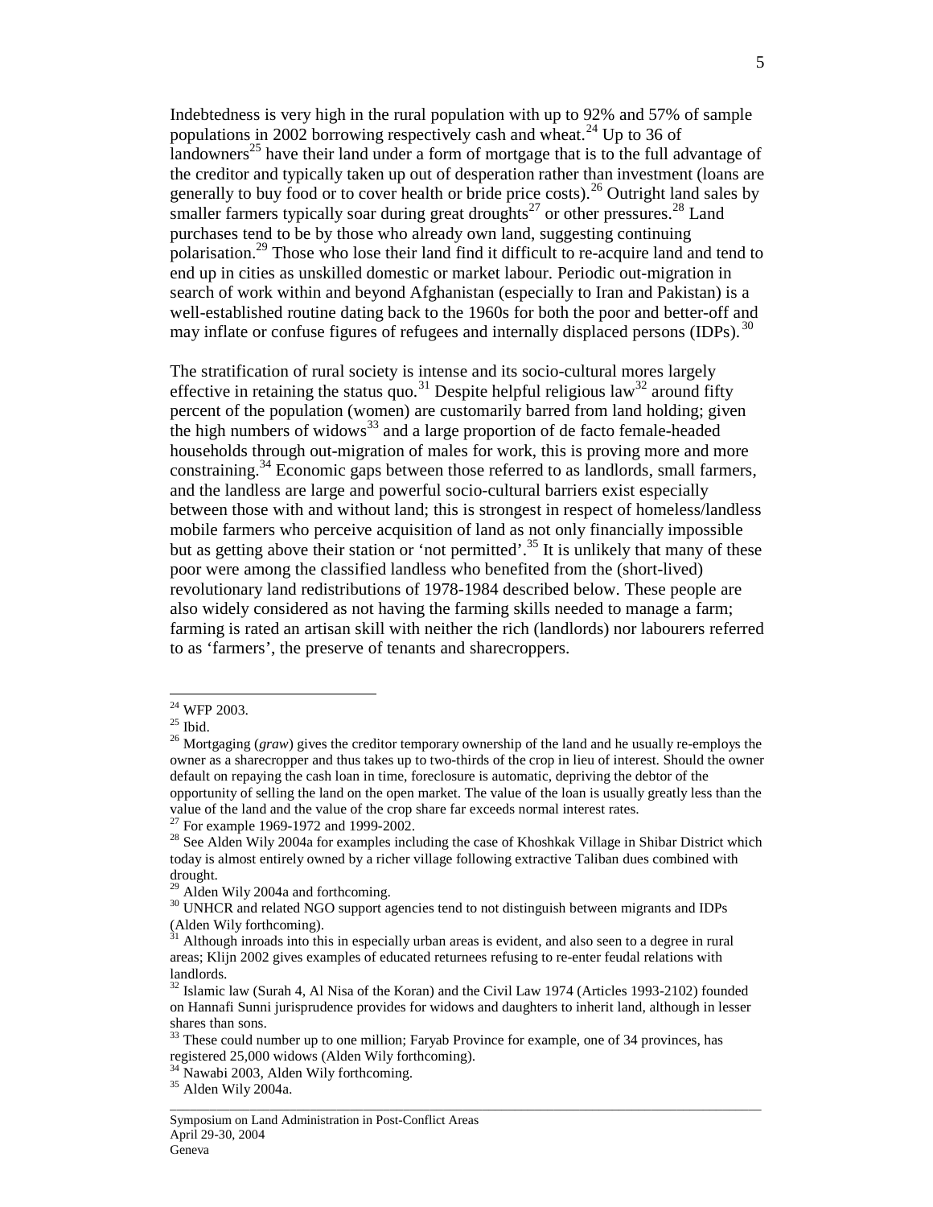Indebtedness is very high in the rural population with up to 92% and 57% of sample populations in 2002 borrowing respectively cash and wheat.[24] Up to 36 of landowners[25] have their land under a form of mortgage that is to the full advantage of the creditor and typically taken up out of desperation rather than investment (loans are generally to buy food or to cover health or bride price costs).[26] Outright land sales by smaller farmers typically soar during great droughts[27] or other pressures.[28] Land purchases tend to be by those who already own land, suggesting continuing polarisation.[29] Those who lose their land find it difficult to re-acquire land and tend to end up in cities as unskilled domestic or market labour. Periodic out-migration in search of work within and beyond Afghanistan (especially to Iran and Pakistan) is a well-established routine dating back to the 1960s for both the poor and better-off and may inflate or confuse figures of refugees and internally displaced persons (IDPs).[30]

The stratification of rural society is intense and its socio-cultural mores largely effective in retaining the status quo.[31] Despite helpful religious law[32] around fifty percent of the population (women) are customarily barred from land holding; given the high numbers of widows[33] and a large proportion of de facto female-headed households through out-migration of males for work, this is proving more and more constraining.[34] Economic gaps between those referred to as landlords, small farmers, and the landless are large and powerful socio-cultural barriers exist especially between those with and without land; this is strongest in respect of homeless/landless mobile farmers who perceive acquisition of land as not only financially impossible but as getting above their station or 'not permitted'.[35] It is unlikely that many of these poor were among the classified landless who benefited from the (short-lived) revolutionary land redistributions of 1978-1984 described below. These people are also widely considered as not having the farming skills needed to manage a farm; farming is rated an artisan skill with neither the rich (landlords) nor labourers referred to as 'farmers', the preserve of tenants and sharecroppers.

---

[24] WFP 2003.

[25] Ibid.

[26] Mortgaging (*graw*) gives the creditor temporary ownership of the land and he usually re-employs the owner as a sharecropper and thus takes up to two-thirds of the crop in lieu of interest. Should the owner default on repaying the cash loan in time, foreclosure is automatic, depriving the debtor of the opportunity of selling the land on the open market. The value of the loan is usually greatly less than the value of the land and the value of the crop share far exceeds normal interest rates.

[27] For example 1969-1972 and 1999-2002.

[28] See Alden Wily 2004a for examples including the case of Khoshkak Village in Shibar District which today is almost entirely owned by a richer village following extractive Taliban dues combined with drought.

[29] Alden Wily 2004a and forthcoming.

[30] UNHCR and related NGO support agencies tend to not distinguish between migrants and IDPs (Alden Wily forthcoming).

[31] Although inroads into this in especially urban areas is evident, and also seen to a degree in rural areas; Klijn 2002 gives examples of educated returnees refusing to re-enter feudal relations with landlords.

[32] Islamic law (Surah 4, Al Nisa of the Koran) and the Civil Law 1974 (Articles 1993-2102) founded on Hannafi Sunni jurisprudence provides for widows and daughters to inherit land, although in lesser shares than sons.

[33] These could number up to one million; Faryab Province for example, one of 34 provinces, has registered 25,000 widows (Alden Wily forthcoming).

[34] Nawabi 2003, Alden Wily forthcoming.

[35] Alden Wily 2004a.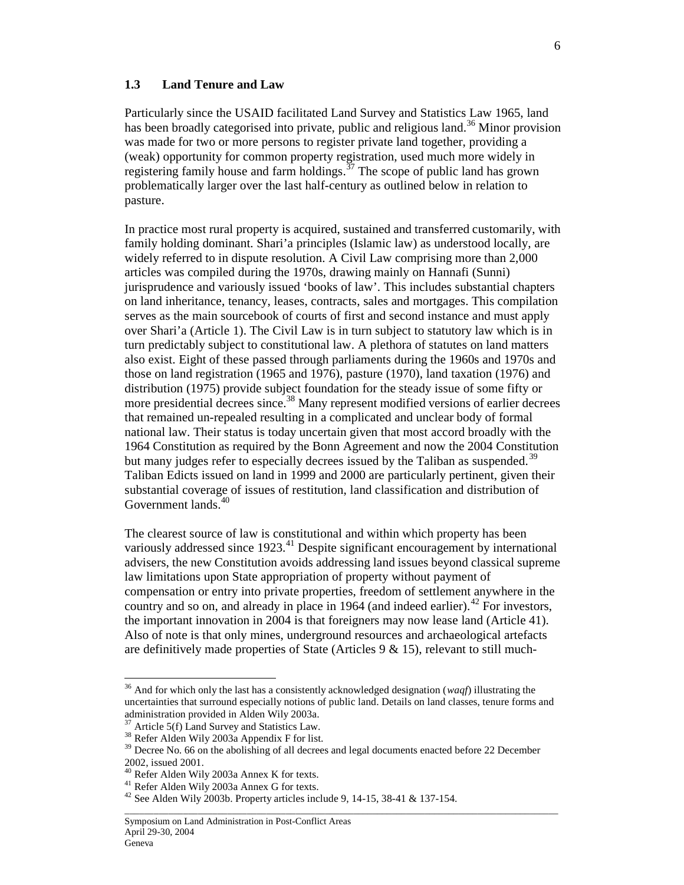### 1.3 Land Tenure and Law

Particularly since the USAID facilitated Land Survey and Statistics Law 1965, land has been broadly categorised into private, public and religious land.[36] Minor provision was made for two or more persons to register private land together, providing a (weak) opportunity for common property registration, used much more widely in registering family house and farm holdings.[37] The scope of public land has grown problematically larger over the last half-century as outlined below in relation to pasture.

In practice most rural property is acquired, sustained and transferred customarily, with family holding dominant. Shari'a principles (Islamic law) as understood locally, are widely referred to in dispute resolution. A Civil Law comprising more than 2,000 articles was compiled during the 1970s, drawing mainly on Hannafi (Sunni) jurisprudence and variously issued 'books of law'. This includes substantial chapters on land inheritance, tenancy, leases, contracts, sales and mortgages. This compilation serves as the main sourcebook of courts of first and second instance and must apply over Shari'a (Article 1). The Civil Law is in turn subject to statutory law which is in turn predictably subject to constitutional law. A plethora of statutes on land matters also exist. Eight of these passed through parliaments during the 1960s and 1970s and those on land registration (1965 and 1976), pasture (1970), land taxation (1976) and distribution (1975) provide subject foundation for the steady issue of some fifty or more presidential decrees since.[38] Many represent modified versions of earlier decrees that remained un-repealed resulting in a complicated and unclear body of formal national law. Their status is today uncertain given that most accord broadly with the 1964 Constitution as required by the Bonn Agreement and now the 2004 Constitution but many judges refer to especially decrees issued by the Taliban as suspended.[39] Taliban Edicts issued on land in 1999 and 2000 are particularly pertinent, given their substantial coverage of issues of restitution, land classification and distribution of Government lands.[40]

The clearest source of law is constitutional and within which property has been variously addressed since 1923.[41] Despite significant encouragement by international advisers, the new Constitution avoids addressing land issues beyond classical supreme law limitations upon State appropriation of property without payment of compensation or entry into private properties, freedom of settlement anywhere in the country and so on, and already in place in 1964 (and indeed earlier).[42] For investors, the important innovation in 2004 is that foreigners may now lease land (Article 41). Also of note is that only mines, underground resources and archaeological artefacts are definitively made properties of State (Articles 9 & 15), relevant to still much-

---

[36] And for which only the last has a consistently acknowledged designation (*waqf*) illustrating the uncertainties that surround especially notions of public land. Details on land classes, tenure forms and administration provided in Alden Wily 2003a.

[37] Article 5(f) Land Survey and Statistics Law.

[38] Refer Alden Wily 2003a Appendix F for list.

[39] Decree No. 66 on the abolishing of all decrees and legal documents enacted before 22 December 2002, issued 2001.

[40] Refer Alden Wily 2003a Annex K for texts.

[41] Refer Alden Wily 2003a Annex G for texts.

[42] See Alden Wily 2003b. Property articles include 9, 14-15, 38-41 & 137-154.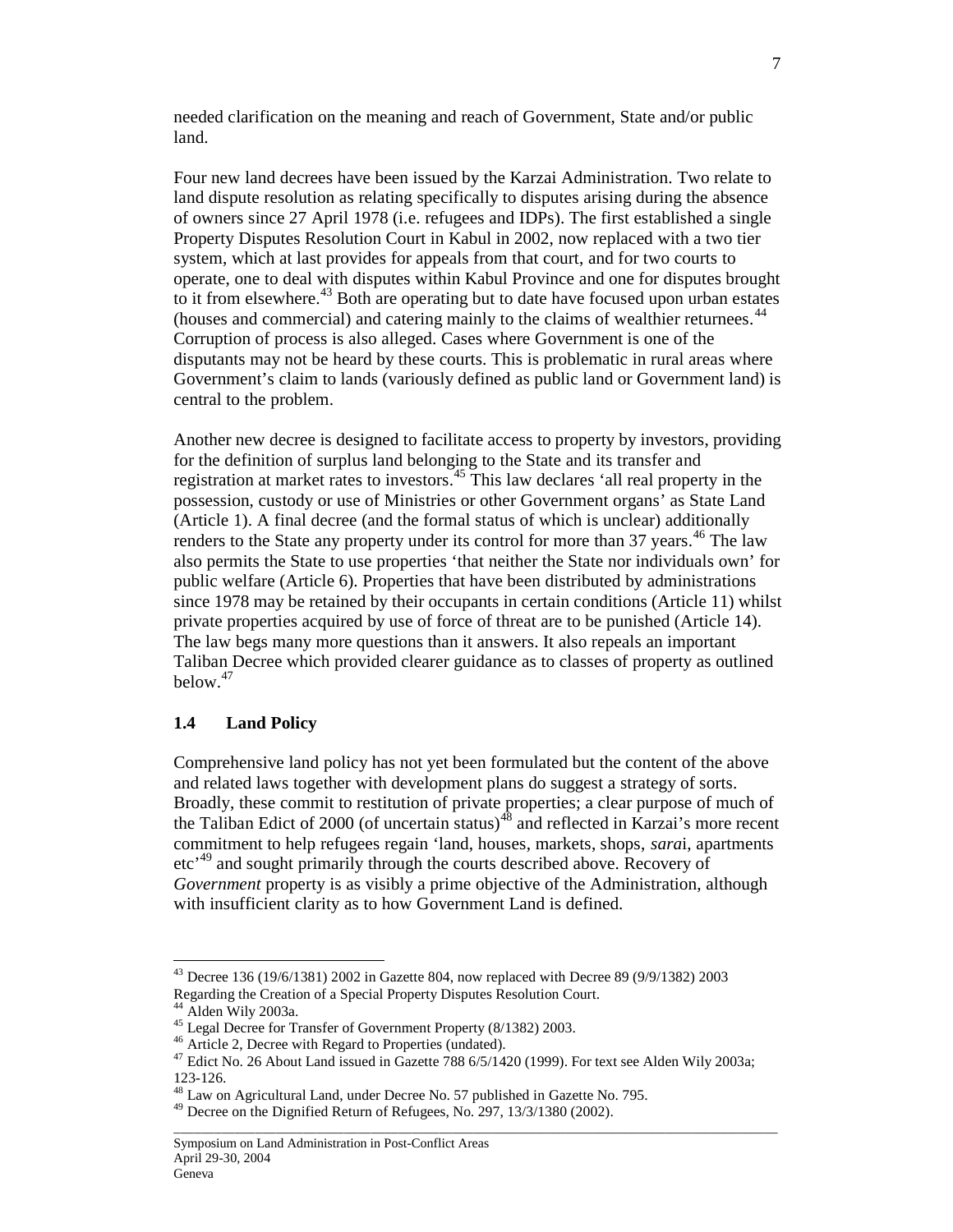needed clarification on the meaning and reach of Government, State and/or public land.

Four new land decrees have been issued by the Karzai Administration. Two relate to land dispute resolution as relating specifically to disputes arising during the absence of owners since 27 April 1978 (i.e. refugees and IDPs). The first established a single Property Disputes Resolution Court in Kabul in 2002, now replaced with a two tier system, which at last provides for appeals from that court, and for two courts to operate, one to deal with disputes within Kabul Province and one for disputes brought to it from elsewhere.[43] Both are operating but to date have focused upon urban estates (houses and commercial) and catering mainly to the claims of wealthier returnees.[44] Corruption of process is also alleged. Cases where Government is one of the disputants may not be heard by these courts. This is problematic in rural areas where Government's claim to lands (variously defined as public land or Government land) is central to the problem.

Another new decree is designed to facilitate access to property by investors, providing for the definition of surplus land belonging to the State and its transfer and registration at market rates to investors.[45] This law declares 'all real property in the possession, custody or use of Ministries or other Government organs' as State Land (Article 1). A final decree (and the formal status of which is unclear) additionally renders to the State any property under its control for more than 37 years.[46] The law also permits the State to use properties 'that neither the State nor individuals own' for public welfare (Article 6). Properties that have been distributed by administrations since 1978 may be retained by their occupants in certain conditions (Article 11) whilst private properties acquired by use of force of threat are to be punished (Article 14). The law begs many more questions than it answers. It also repeals an important Taliban Decree which provided clearer guidance as to classes of property as outlined below.[47]

### 1.4 Land Policy

Comprehensive land policy has not yet been formulated but the content of the above and related laws together with development plans do suggest a strategy of sorts. Broadly, these commit to restitution of private properties; a clear purpose of much of the Taliban Edict of 2000 (of uncertain status)[48] and reflected in Karzai's more recent commitment to help refugees regain 'land, houses, markets, shops, *sara*i, apartments etc'[49] and sought primarily through the courts described above. Recovery of *Government* property is as visibly a prime objective of the Administration, although with insufficient clarity as to how Government Land is defined.

---

[43] Decree 136 (19/6/1381) 2002 in Gazette 804, now replaced with Decree 89 (9/9/1382) 2003 Regarding the Creation of a Special Property Disputes Resolution Court.

[44] Alden Wily 2003a.

[45] Legal Decree for Transfer of Government Property (8/1382) 2003.

[46] Article 2, Decree with Regard to Properties (undated).

[47] Edict No. 26 About Land issued in Gazette 788 6/5/1420 (1999). For text see Alden Wily 2003a; 123-126.

[48] Law on Agricultural Land, under Decree No. 57 published in Gazette No. 795.

[49] Decree on the Dignified Return of Refugees, No. 297, 13/3/1380 (2002).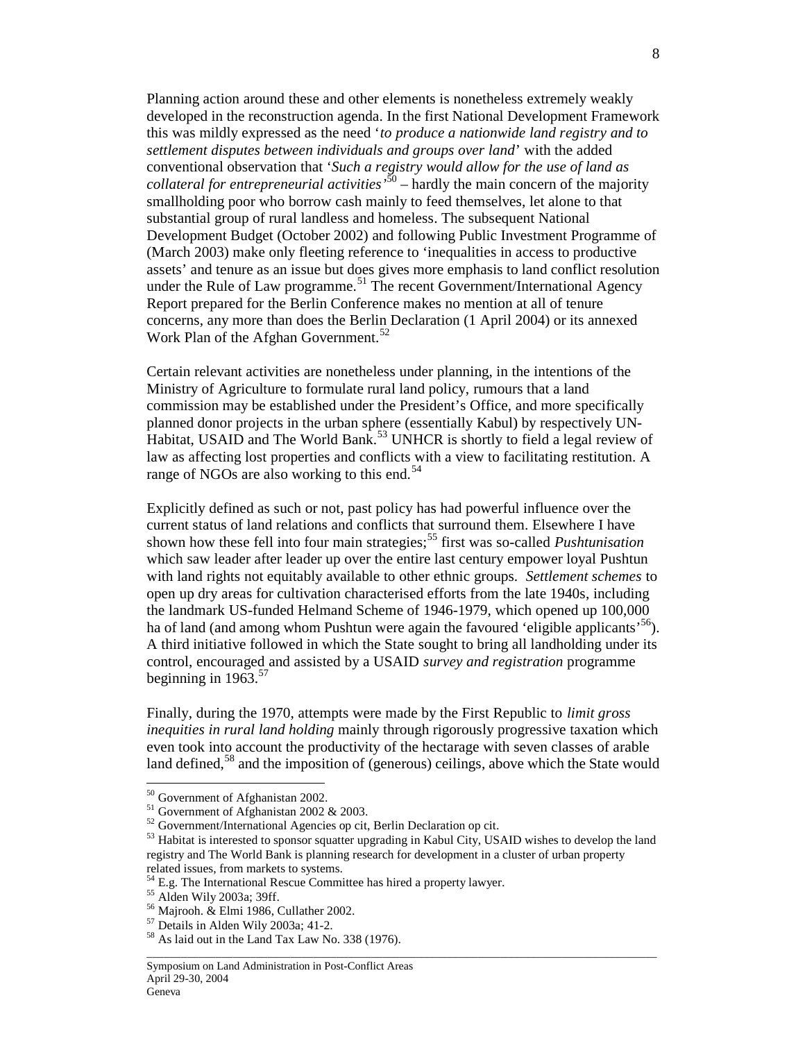Planning action around these and other elements is nonetheless extremely weakly developed in the reconstruction agenda. In the first National Development Framework this was mildly expressed as the need '*to produce a nationwide land registry and to settlement disputes between individuals and groups over land*' with the added conventional observation that '*Such a registry would allow for the use of land as collateral for entrepreneurial activities*'[50] – hardly the main concern of the majority smallholding poor who borrow cash mainly to feed themselves, let alone to that substantial group of rural landless and homeless. The subsequent National Development Budget (October 2002) and following Public Investment Programme of (March 2003) make only fleeting reference to 'inequalities in access to productive assets' and tenure as an issue but does gives more emphasis to land conflict resolution under the Rule of Law programme.[51] The recent Government/International Agency Report prepared for the Berlin Conference makes no mention at all of tenure concerns, any more than does the Berlin Declaration (1 April 2004) or its annexed Work Plan of the Afghan Government.[52]

Certain relevant activities are nonetheless under planning, in the intentions of the Ministry of Agriculture to formulate rural land policy, rumours that a land commission may be established under the President's Office, and more specifically planned donor projects in the urban sphere (essentially Kabul) by respectively UN-Habitat, USAID and The World Bank.[53] UNHCR is shortly to field a legal review of law as affecting lost properties and conflicts with a view to facilitating restitution. A range of NGOs are also working to this end.[54]

Explicitly defined as such or not, past policy has had powerful influence over the current status of land relations and conflicts that surround them. Elsewhere I have shown how these fell into four main strategies;[55] first was so-called *Pushtunisation* which saw leader after leader up over the entire last century empower loyal Pushtun with land rights not equitably available to other ethnic groups. *Settlement schemes* to open up dry areas for cultivation characterised efforts from the late 1940s, including the landmark US-funded Helmand Scheme of 1946-1979, which opened up 100,000 ha of land (and among whom Pushtun were again the favoured 'eligible applicants'[56]). A third initiative followed in which the State sought to bring all landholding under its control, encouraged and assisted by a USAID *survey and registration* programme beginning in 1963.[57]

Finally, during the 1970, attempts were made by the First Republic to *limit gross inequities in rural land holding* mainly through rigorously progressive taxation which even took into account the productivity of the hectarage with seven classes of arable land defined,[58] and the imposition of (generous) ceilings, above which the State would

---

[50] Government of Afghanistan 2002.

[51] Government of Afghanistan 2002 & 2003.

[52] Government/International Agencies op cit, Berlin Declaration op cit.

[53] Habitat is interested to sponsor squatter upgrading in Kabul City, USAID wishes to develop the land registry and The World Bank is planning research for development in a cluster of urban property related issues, from markets to systems.

[54] E.g. The International Rescue Committee has hired a property lawyer.

[55] Alden Wily 2003a; 39ff.

[56] Majrooh. & Elmi 1986, Cullather 2002.

[57] Details in Alden Wily 2003a; 41-2.

[58] As laid out in the Land Tax Law No. 338 (1976).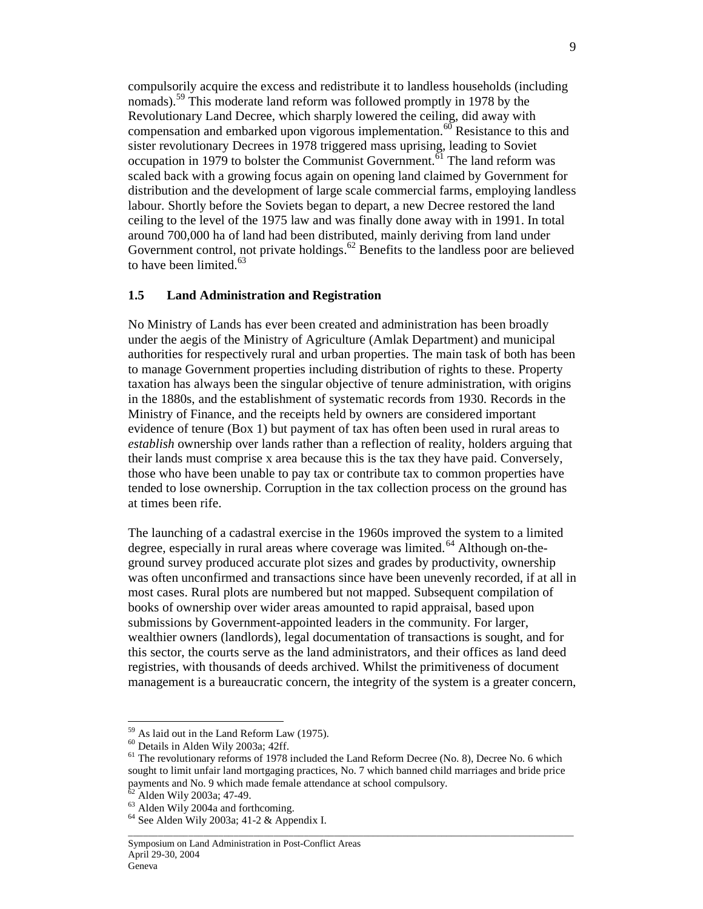compulsorily acquire the excess and redistribute it to landless households (including nomads).[59] This moderate land reform was followed promptly in 1978 by the Revolutionary Land Decree, which sharply lowered the ceiling, did away with compensation and embarked upon vigorous implementation.[60] Resistance to this and sister revolutionary Decrees in 1978 triggered mass uprising, leading to Soviet occupation in 1979 to bolster the Communist Government.[61] The land reform was scaled back with a growing focus again on opening land claimed by Government for distribution and the development of large scale commercial farms, employing landless labour. Shortly before the Soviets began to depart, a new Decree restored the land ceiling to the level of the 1975 law and was finally done away with in 1991. In total around 700,000 ha of land had been distributed, mainly deriving from land under Government control, not private holdings.[62] Benefits to the landless poor are believed to have been limited.[63]

### 1.5 Land Administration and Registration

No Ministry of Lands has ever been created and administration has been broadly under the aegis of the Ministry of Agriculture (Amlak Department) and municipal authorities for respectively rural and urban properties. The main task of both has been to manage Government properties including distribution of rights to these. Property taxation has always been the singular objective of tenure administration, with origins in the 1880s, and the establishment of systematic records from 1930. Records in the Ministry of Finance, and the receipts held by owners are considered important evidence of tenure (Box 1) but payment of tax has often been used in rural areas to *establish* ownership over lands rather than a reflection of reality, holders arguing that their lands must comprise x area because this is the tax they have paid. Conversely, those who have been unable to pay tax or contribute tax to common properties have tended to lose ownership. Corruption in the tax collection process on the ground has at times been rife.

The launching of a cadastral exercise in the 1960s improved the system to a limited degree, especially in rural areas where coverage was limited.[64] Although on-the-ground survey produced accurate plot sizes and grades by productivity, ownership was often unconfirmed and transactions since have been unevenly recorded, if at all in most cases. Rural plots are numbered but not mapped. Subsequent compilation of books of ownership over wider areas amounted to rapid appraisal, based upon submissions by Government-appointed leaders in the community. For larger, wealthier owners (landlords), legal documentation of transactions is sought, and for this sector, the courts serve as the land administrators, and their offices as land deed registries, with thousands of deeds archived. Whilst the primitiveness of document management is a bureaucratic concern, the integrity of the system is a greater concern,

---

[59] As laid out in the Land Reform Law (1975).

[60] Details in Alden Wily 2003a; 42ff.

[61] The revolutionary reforms of 1978 included the Land Reform Decree (No. 8), Decree No. 6 which sought to limit unfair land mortgaging practices, No. 7 which banned child marriages and bride price payments and No. 9 which made female attendance at school compulsory.

[62] Alden Wily 2003a; 47-49.

[63] Alden Wily 2004a and forthcoming.

[64] See Alden Wily 2003a; 41-2 & Appendix I.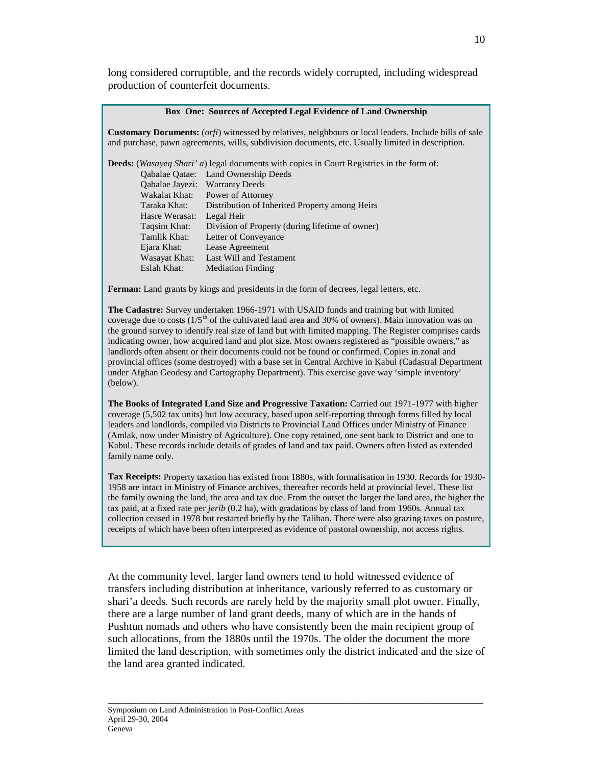long considered corruptible, and the records widely corrupted, including widespread production of counterfeit documents.

**Box One: Sources of Accepted Legal Evidence of Land Ownership**

**Customary Documents:** (*orfi*) witnessed by relatives, neighbours or local leaders. Include bills of sale and purchase, pawn agreements, wills, subdivision documents, etc. Usually limited in description.

**Deeds:** (*Wasayeq Shari' a*) legal documents with copies in Court Registries in the form of:

| | |
|---|---|
| Qabalae Qatae: | Land Ownership Deeds |
| Qabalae Jayezi: | Warranty Deeds |
| Wakalat Khat: | Power of Attorney |
| Taraka Khat: | Distribution of Inherited Property among Heirs |
| Hasre Werasat: | Legal Heir |
| Taqsim Khat: | Division of Property (during lifetime of owner) |
| Tamlik Khat: | Letter of Conveyance |
| Ejara Khat: | Lease Agreement |
| Wasayat Khat: | Last Will and Testament |
| Eslah Khat: | Mediation Finding |

**Ferman:** Land grants by kings and presidents in the form of decrees, legal letters, etc.

**The Cadastre:** Survey undertaken 1966-1971 with USAID funds and training but with limited coverage due to costs (1/5th of the cultivated land area and 30% of owners). Main innovation was on the ground survey to identify real size of land but with limited mapping. The Register comprises cards indicating owner, how acquired land and plot size. Most owners registered as "possible owners," as landlords often absent or their documents could not be found or confirmed. Copies in zonal and provincial offices (some destroyed) with a base set in Central Archive in Kabul (Cadastral Department under Afghan Geodesy and Cartography Department). This exercise gave way 'simple inventory' (below).

**The Books of Integrated Land Size and Progressive Taxation:** Carried out 1971-1977 with higher coverage (5,502 tax units) but low accuracy, based upon self-reporting through forms filled by local leaders and landlords, compiled via Districts to Provincial Land Offices under Ministry of Finance (Amlak, now under Ministry of Agriculture). One copy retained, one sent back to District and one to Kabul. These records include details of grades of land and tax paid. Owners often listed as extended family name only.

**Tax Receipts:** Property taxation has existed from 1880s, with formalisation in 1930. Records for 1930-1958 are intact in Ministry of Finance archives, thereafter records held at provincial level. These list the family owning the land, the area and tax due. From the outset the larger the land area, the higher the tax paid, at a fixed rate per *jerib* (0.2 ha), with gradations by class of land from 1960s. Annual tax collection ceased in 1978 but restarted briefly by the Taliban. There were also grazing taxes on pasture, receipts of which have been often interpreted as evidence of pastoral ownership, not access rights.

At the community level, larger land owners tend to hold witnessed evidence of transfers including distribution at inheritance, variously referred to as customary or shari'a deeds. Such records are rarely held by the majority small plot owner. Finally, there are a large number of land grant deeds, many of which are in the hands of Pushtun nomads and others who have consistently been the main recipient group of such allocations, from the 1880s until the 1970s. The older the document the more limited the land description, with sometimes only the district indicated and the size of the land area granted indicated.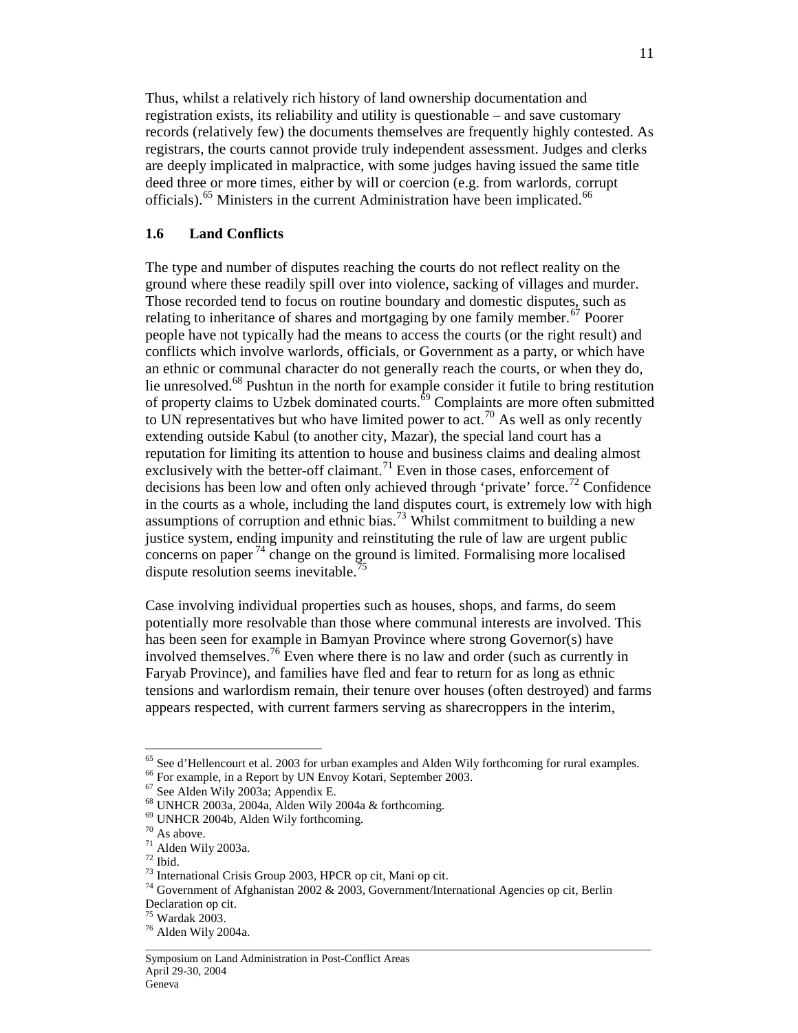Thus, whilst a relatively rich history of land ownership documentation and registration exists, its reliability and utility is questionable – and save customary records (relatively few) the documents themselves are frequently highly contested. As registrars, the courts cannot provide truly independent assessment. Judges and clerks are deeply implicated in malpractice, with some judges having issued the same title deed three or more times, either by will or coercion (e.g. from warlords, corrupt officials).[65] Ministers in the current Administration have been implicated.[66]

## 1.6 Land Conflicts

The type and number of disputes reaching the courts do not reflect reality on the ground where these readily spill over into violence, sacking of villages and murder. Those recorded tend to focus on routine boundary and domestic disputes, such as relating to inheritance of shares and mortgaging by one family member.[67] Poorer people have not typically had the means to access the courts (or the right result) and conflicts which involve warlords, officials, or Government as a party, or which have an ethnic or communal character do not generally reach the courts, or when they do, lie unresolved.[68] Pushtun in the north for example consider it futile to bring restitution of property claims to Uzbek dominated courts.[69] Complaints are more often submitted to UN representatives but who have limited power to act.[70] As well as only recently extending outside Kabul (to another city, Mazar), the special land court has a reputation for limiting its attention to house and business claims and dealing almost exclusively with the better-off claimant.[71] Even in those cases, enforcement of decisions has been low and often only achieved through 'private' force.[72] Confidence in the courts as a whole, including the land disputes court, is extremely low with high assumptions of corruption and ethnic bias.[73] Whilst commitment to building a new justice system, ending impunity and reinstituting the rule of law are urgent public concerns on paper [74] change on the ground is limited. Formalising more localised dispute resolution seems inevitable.[75]

Case involving individual properties such as houses, shops, and farms, do seem potentially more resolvable than those where communal interests are involved. This has been seen for example in Bamyan Province where strong Governor(s) have involved themselves.[76] Even where there is no law and order (such as currently in Faryab Province), and families have fled and fear to return for as long as ethnic tensions and warlordism remain, their tenure over houses (often destroyed) and farms appears respected, with current farmers serving as sharecroppers in the interim,

---

[65] See d'Hellencourt et al. 2003 for urban examples and Alden Wily forthcoming for rural examples.
[66] For example, in a Report by UN Envoy Kotari, September 2003.
[67] See Alden Wily 2003a; Appendix E.
[68] UNHCR 2003a, 2004a, Alden Wily 2004a & forthcoming.
[69] UNHCR 2004b, Alden Wily forthcoming.
[70] As above.
[71] Alden Wily 2003a.
[72] Ibid.
[73] International Crisis Group 2003, HPCR op cit, Mani op cit.
[74] Government of Afghanistan 2002 & 2003, Government/International Agencies op cit, Berlin Declaration op cit.
[75] Wardak 2003.
[76] Alden Wily 2004a.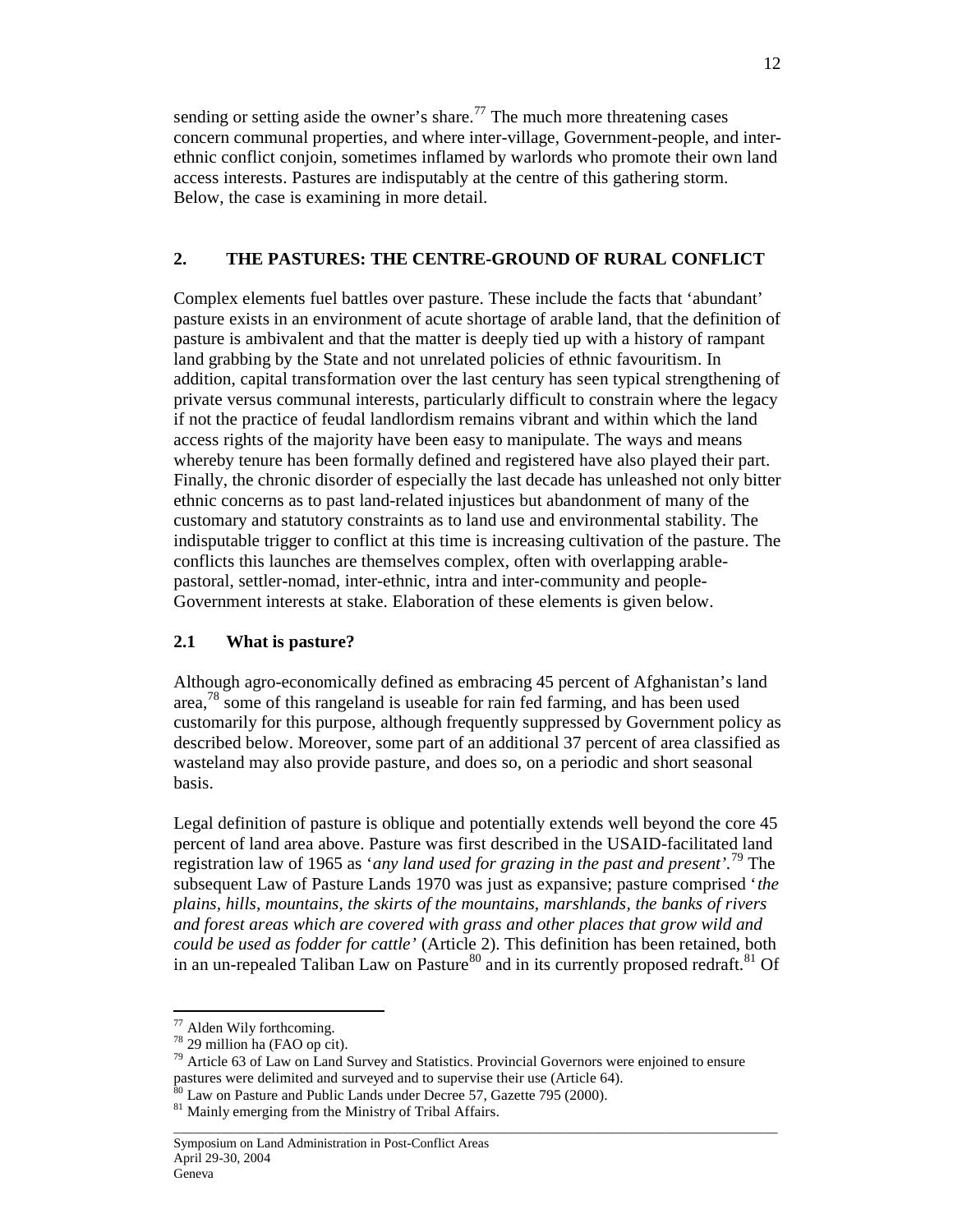sending or setting aside the owner's share.[77] The much more threatening cases concern communal properties, and where inter-village, Government-people, and inter-ethnic conflict conjoin, sometimes inflamed by warlords who promote their own land access interests. Pastures are indisputably at the centre of this gathering storm. Below, the case is examining in more detail.

## 2. THE PASTURES: THE CENTRE-GROUND OF RURAL CONFLICT

Complex elements fuel battles over pasture. These include the facts that 'abundant' pasture exists in an environment of acute shortage of arable land, that the definition of pasture is ambivalent and that the matter is deeply tied up with a history of rampant land grabbing by the State and not unrelated policies of ethnic favouritism. In addition, capital transformation over the last century has seen typical strengthening of private versus communal interests, particularly difficult to constrain where the legacy if not the practice of feudal landlordism remains vibrant and within which the land access rights of the majority have been easy to manipulate. The ways and means whereby tenure has been formally defined and registered have also played their part. Finally, the chronic disorder of especially the last decade has unleashed not only bitter ethnic concerns as to past land-related injustices but abandonment of many of the customary and statutory constraints as to land use and environmental stability. The indisputable trigger to conflict at this time is increasing cultivation of the pasture. The conflicts this launches are themselves complex, often with overlapping arable-pastoral, settler-nomad, inter-ethnic, intra and inter-community and people-Government interests at stake. Elaboration of these elements is given below.

### 2.1 What is pasture?

Although agro-economically defined as embracing 45 percent of Afghanistan's land area,[78] some of this rangeland is useable for rain fed farming, and has been used customarily for this purpose, although frequently suppressed by Government policy as described below. Moreover, some part of an additional 37 percent of area classified as wasteland may also provide pasture, and does so, on a periodic and short seasonal basis.

Legal definition of pasture is oblique and potentially extends well beyond the core 45 percent of land area above. Pasture was first described in the USAID-facilitated land registration law of 1965 as '*any land used for grazing in the past and present'*.[79] The subsequent Law of Pasture Lands 1970 was just as expansive; pasture comprised '*the plains, hills, mountains, the skirts of the mountains, marshlands, the banks of rivers and forest areas which are covered with grass and other places that grow wild and could be used as fodder for cattle'* (Article 2). This definition has been retained, both in an un-repealed Taliban Law on Pasture[80] and in its currently proposed redraft.[81] Of

---

[77] Alden Wily forthcoming.

[78] 29 million ha (FAO op cit).

[79] Article 63 of Law on Land Survey and Statistics. Provincial Governors were enjoined to ensure pastures were delimited and surveyed and to supervise their use (Article 64).

[80] Law on Pasture and Public Lands under Decree 57, Gazette 795 (2000).

[81] Mainly emerging from the Ministry of Tribal Affairs.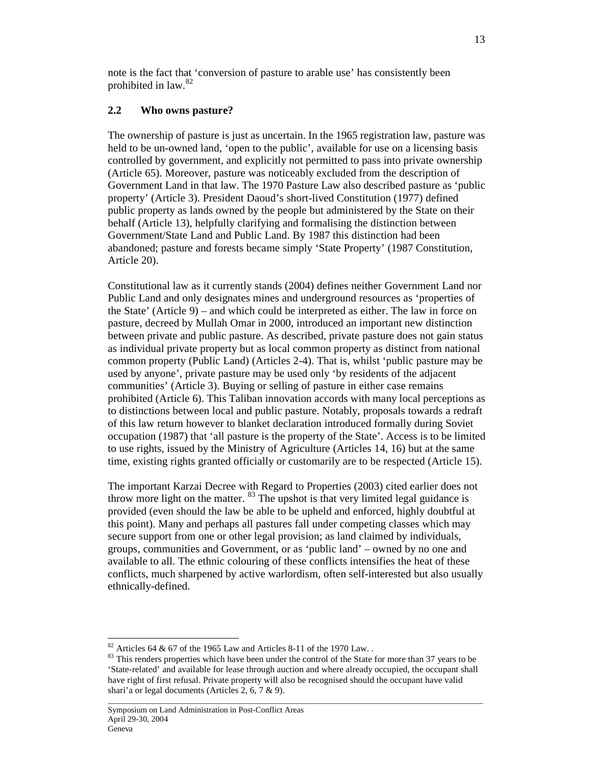note is the fact that 'conversion of pasture to arable use' has consistently been prohibited in law.[82]

## 2.2 Who owns pasture?

The ownership of pasture is just as uncertain. In the 1965 registration law, pasture was held to be un-owned land, 'open to the public', available for use on a licensing basis controlled by government, and explicitly not permitted to pass into private ownership (Article 65). Moreover, pasture was noticeably excluded from the description of Government Land in that law. The 1970 Pasture Law also described pasture as 'public property' (Article 3). President Daoud's short-lived Constitution (1977) defined public property as lands owned by the people but administered by the State on their behalf (Article 13), helpfully clarifying and formalising the distinction between Government/State Land and Public Land. By 1987 this distinction had been abandoned; pasture and forests became simply 'State Property' (1987 Constitution, Article 20).

Constitutional law as it currently stands (2004) defines neither Government Land nor Public Land and only designates mines and underground resources as 'properties of the State' (Article 9) – and which could be interpreted as either. The law in force on pasture, decreed by Mullah Omar in 2000, introduced an important new distinction between private and public pasture. As described, private pasture does not gain status as individual private property but as local common property as distinct from national common property (Public Land) (Articles 2-4). That is, whilst 'public pasture may be used by anyone', private pasture may be used only 'by residents of the adjacent communities' (Article 3). Buying or selling of pasture in either case remains prohibited (Article 6). This Taliban innovation accords with many local perceptions as to distinctions between local and public pasture. Notably, proposals towards a redraft of this law return however to blanket declaration introduced formally during Soviet occupation (1987) that 'all pasture is the property of the State'. Access is to be limited to use rights, issued by the Ministry of Agriculture (Articles 14, 16) but at the same time, existing rights granted officially or customarily are to be respected (Article 15).

The important Karzai Decree with Regard to Properties (2003) cited earlier does not throw more light on the matter.[83] The upshot is that very limited legal guidance is provided (even should the law be able to be upheld and enforced, highly doubtful at this point). Many and perhaps all pastures fall under competing classes which may secure support from one or other legal provision; as land claimed by individuals, groups, communities and Government, or as 'public land' – owned by no one and available to all. The ethnic colouring of these conflicts intensifies the heat of these conflicts, much sharpened by active warlordism, often self-interested but also usually ethnically-defined.

---

[82] Articles 64 & 67 of the 1965 Law and Articles 8-11 of the 1970 Law. .

[83] This renders properties which have been under the control of the State for more than 37 years to be 'State-related' and available for lease through auction and where already occupied, the occupant shall have right of first refusal. Private property will also be recognised should the occupant have valid shari'a or legal documents (Articles 2, 6, 7 & 9).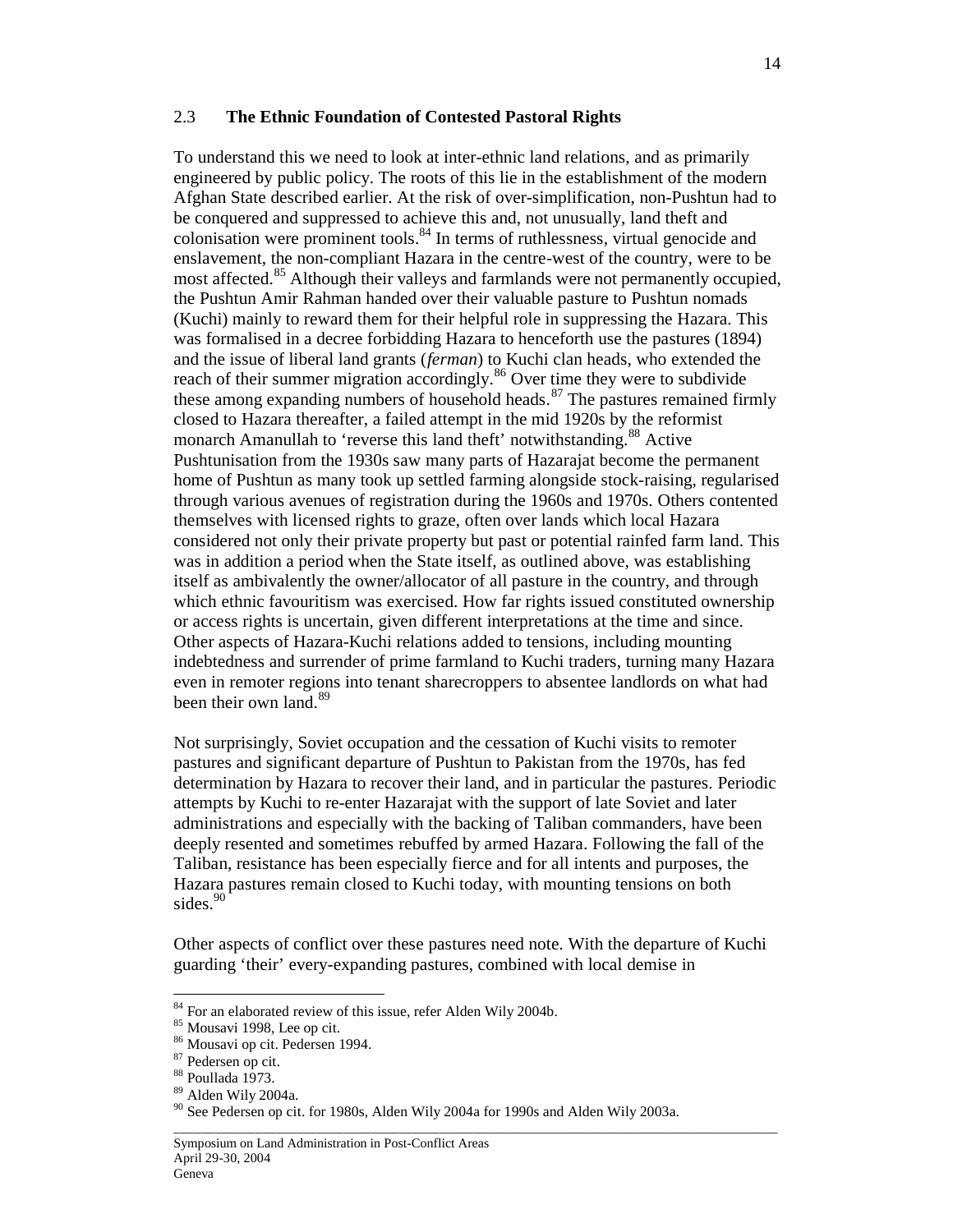## 2.3 **The Ethnic Foundation of Contested Pastoral Rights**

To understand this we need to look at inter-ethnic land relations, and as primarily engineered by public policy. The roots of this lie in the establishment of the modern Afghan State described earlier. At the risk of over-simplification, non-Pushtun had to be conquered and suppressed to achieve this and, not unusually, land theft and colonisation were prominent tools.[84] In terms of ruthlessness, virtual genocide and enslavement, the non-compliant Hazara in the centre-west of the country, were to be most affected.[85] Although their valleys and farmlands were not permanently occupied, the Pushtun Amir Rahman handed over their valuable pasture to Pushtun nomads (Kuchi) mainly to reward them for their helpful role in suppressing the Hazara. This was formalised in a decree forbidding Hazara to henceforth use the pastures (1894) and the issue of liberal land grants (*ferman*) to Kuchi clan heads, who extended the reach of their summer migration accordingly.[86] Over time they were to subdivide these among expanding numbers of household heads.[87] The pastures remained firmly closed to Hazara thereafter, a failed attempt in the mid 1920s by the reformist monarch Amanullah to 'reverse this land theft' notwithstanding.[88] Active Pushtunisation from the 1930s saw many parts of Hazarajat become the permanent home of Pushtun as many took up settled farming alongside stock-raising, regularised through various avenues of registration during the 1960s and 1970s. Others contented themselves with licensed rights to graze, often over lands which local Hazara considered not only their private property but past or potential rainfed farm land. This was in addition a period when the State itself, as outlined above, was establishing itself as ambivalently the owner/allocator of all pasture in the country, and through which ethnic favouritism was exercised. How far rights issued constituted ownership or access rights is uncertain, given different interpretations at the time and since. Other aspects of Hazara-Kuchi relations added to tensions, including mounting indebtedness and surrender of prime farmland to Kuchi traders, turning many Hazara even in remoter regions into tenant sharecroppers to absentee landlords on what had been their own land.[89]

Not surprisingly, Soviet occupation and the cessation of Kuchi visits to remoter pastures and significant departure of Pushtun to Pakistan from the 1970s, has fed determination by Hazara to recover their land, and in particular the pastures. Periodic attempts by Kuchi to re-enter Hazarajat with the support of late Soviet and later administrations and especially with the backing of Taliban commanders, have been deeply resented and sometimes rebuffed by armed Hazara. Following the fall of the Taliban, resistance has been especially fierce and for all intents and purposes, the Hazara pastures remain closed to Kuchi today, with mounting tensions on both sides.[90]

Other aspects of conflict over these pastures need note. With the departure of Kuchi guarding 'their' every-expanding pastures, combined with local demise in

---

[84] For an elaborated review of this issue, refer Alden Wily 2004b.
[85] Mousavi 1998, Lee op cit.
[86] Mousavi op cit. Pedersen 1994.
[87] Pedersen op cit.
[88] Poullada 1973.
[89] Alden Wily 2004a.
[90] See Pedersen op cit. for 1980s, Alden Wily 2004a for 1990s and Alden Wily 2003a.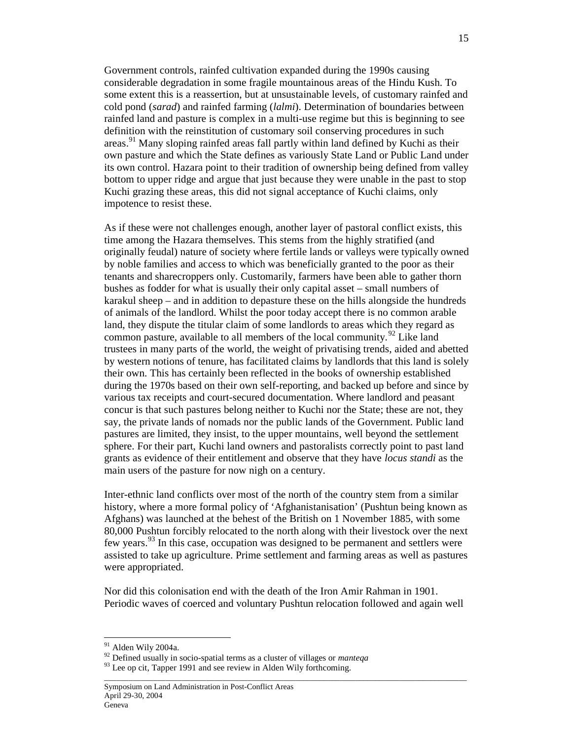Government controls, rainfed cultivation expanded during the 1990s causing considerable degradation in some fragile mountainous areas of the Hindu Kush. To some extent this is a reassertion, but at unsustainable levels, of customary rainfed and cold pond (*sarad*) and rainfed farming (*lalmi*). Determination of boundaries between rainfed land and pasture is complex in a multi-use regime but this is beginning to see definition with the reinstitution of customary soil conserving procedures in such areas.[91] Many sloping rainfed areas fall partly within land defined by Kuchi as their own pasture and which the State defines as variously State Land or Public Land under its own control. Hazara point to their tradition of ownership being defined from valley bottom to upper ridge and argue that just because they were unable in the past to stop Kuchi grazing these areas, this did not signal acceptance of Kuchi claims, only impotence to resist these.

As if these were not challenges enough, another layer of pastoral conflict exists, this time among the Hazara themselves. This stems from the highly stratified (and originally feudal) nature of society where fertile lands or valleys were typically owned by noble families and access to which was beneficially granted to the poor as their tenants and sharecroppers only. Customarily, farmers have been able to gather thorn bushes as fodder for what is usually their only capital asset – small numbers of karakul sheep – and in addition to depasture these on the hills alongside the hundreds of animals of the landlord. Whilst the poor today accept there is no common arable land, they dispute the titular claim of some landlords to areas which they regard as common pasture, available to all members of the local community.[92] Like land trustees in many parts of the world, the weight of privatising trends, aided and abetted by western notions of tenure, has facilitated claims by landlords that this land is solely their own. This has certainly been reflected in the books of ownership established during the 1970s based on their own self-reporting, and backed up before and since by various tax receipts and court-secured documentation. Where landlord and peasant concur is that such pastures belong neither to Kuchi nor the State; these are not, they say, the private lands of nomads nor the public lands of the Government. Public land pastures are limited, they insist, to the upper mountains, well beyond the settlement sphere. For their part, Kuchi land owners and pastoralists correctly point to past land grants as evidence of their entitlement and observe that they have *locus standi* as the main users of the pasture for now nigh on a century.

Inter-ethnic land conflicts over most of the north of the country stem from a similar history, where a more formal policy of 'Afghanistanisation' (Pushtun being known as Afghans) was launched at the behest of the British on 1 November 1885, with some 80,000 Pushtun forcibly relocated to the north along with their livestock over the next few years.[93] In this case, occupation was designed to be permanent and settlers were assisted to take up agriculture. Prime settlement and farming areas as well as pastures were appropriated.

Nor did this colonisation end with the death of the Iron Amir Rahman in 1901. Periodic waves of coerced and voluntary Pushtun relocation followed and again well

---

[91] Alden Wily 2004a.

[92] Defined usually in socio-spatial terms as a cluster of villages or *manteqa*

[93] Lee op cit, Tapper 1991 and see review in Alden Wily forthcoming.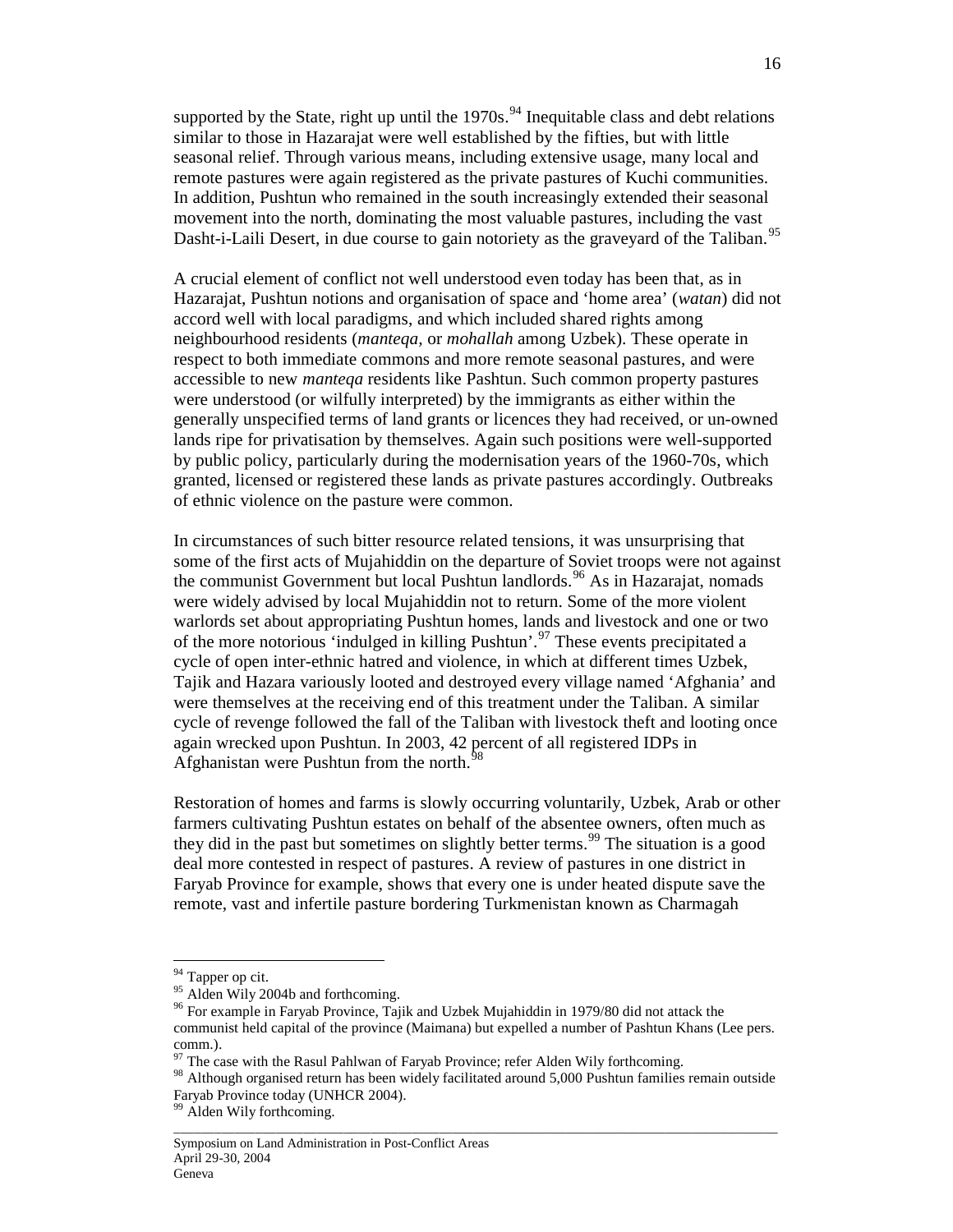supported by the State, right up until the 1970s.[94] Inequitable class and debt relations similar to those in Hazarajat were well established by the fifties, but with little seasonal relief. Through various means, including extensive usage, many local and remote pastures were again registered as the private pastures of Kuchi communities. In addition, Pushtun who remained in the south increasingly extended their seasonal movement into the north, dominating the most valuable pastures, including the vast Dasht-i-Laili Desert, in due course to gain notoriety as the graveyard of the Taliban.[95]

A crucial element of conflict not well understood even today has been that, as in Hazarajat, Pushtun notions and organisation of space and 'home area' (*watan*) did not accord well with local paradigms, and which included shared rights among neighbourhood residents (*manteqa*, or *mohallah* among Uzbek). These operate in respect to both immediate commons and more remote seasonal pastures, and were accessible to new *manteqa* residents like Pashtun. Such common property pastures were understood (or wilfully interpreted) by the immigrants as either within the generally unspecified terms of land grants or licences they had received, or un-owned lands ripe for privatisation by themselves. Again such positions were well-supported by public policy, particularly during the modernisation years of the 1960-70s, which granted, licensed or registered these lands as private pastures accordingly. Outbreaks of ethnic violence on the pasture were common.

In circumstances of such bitter resource related tensions, it was unsurprising that some of the first acts of Mujahiddin on the departure of Soviet troops were not against the communist Government but local Pushtun landlords.[96] As in Hazarajat, nomads were widely advised by local Mujahiddin not to return. Some of the more violent warlords set about appropriating Pushtun homes, lands and livestock and one or two of the more notorious 'indulged in killing Pushtun'.[97] These events precipitated a cycle of open inter-ethnic hatred and violence, in which at different times Uzbek, Tajik and Hazara variously looted and destroyed every village named 'Afghania' and were themselves at the receiving end of this treatment under the Taliban. A similar cycle of revenge followed the fall of the Taliban with livestock theft and looting once again wrecked upon Pushtun. In 2003, 42 percent of all registered IDPs in Afghanistan were Pushtun from the north.[98]

Restoration of homes and farms is slowly occurring voluntarily, Uzbek, Arab or other farmers cultivating Pushtun estates on behalf of the absentee owners, often much as they did in the past but sometimes on slightly better terms.[99] The situation is a good deal more contested in respect of pastures. A review of pastures in one district in Faryab Province for example, shows that every one is under heated dispute save the remote, vast and infertile pasture bordering Turkmenistan known as Charmagah

---

[94] Tapper op cit.

[95] Alden Wily 2004b and forthcoming.

[96] For example in Faryab Province, Tajik and Uzbek Mujahiddin in 1979/80 did not attack the communist held capital of the province (Maimana) but expelled a number of Pashtun Khans (Lee pers. comm.).

[97] The case with the Rasul Pahlwan of Faryab Province; refer Alden Wily forthcoming.

[98] Although organised return has been widely facilitated around 5,000 Pushtun families remain outside Faryab Province today (UNHCR 2004).

[99] Alden Wily forthcoming.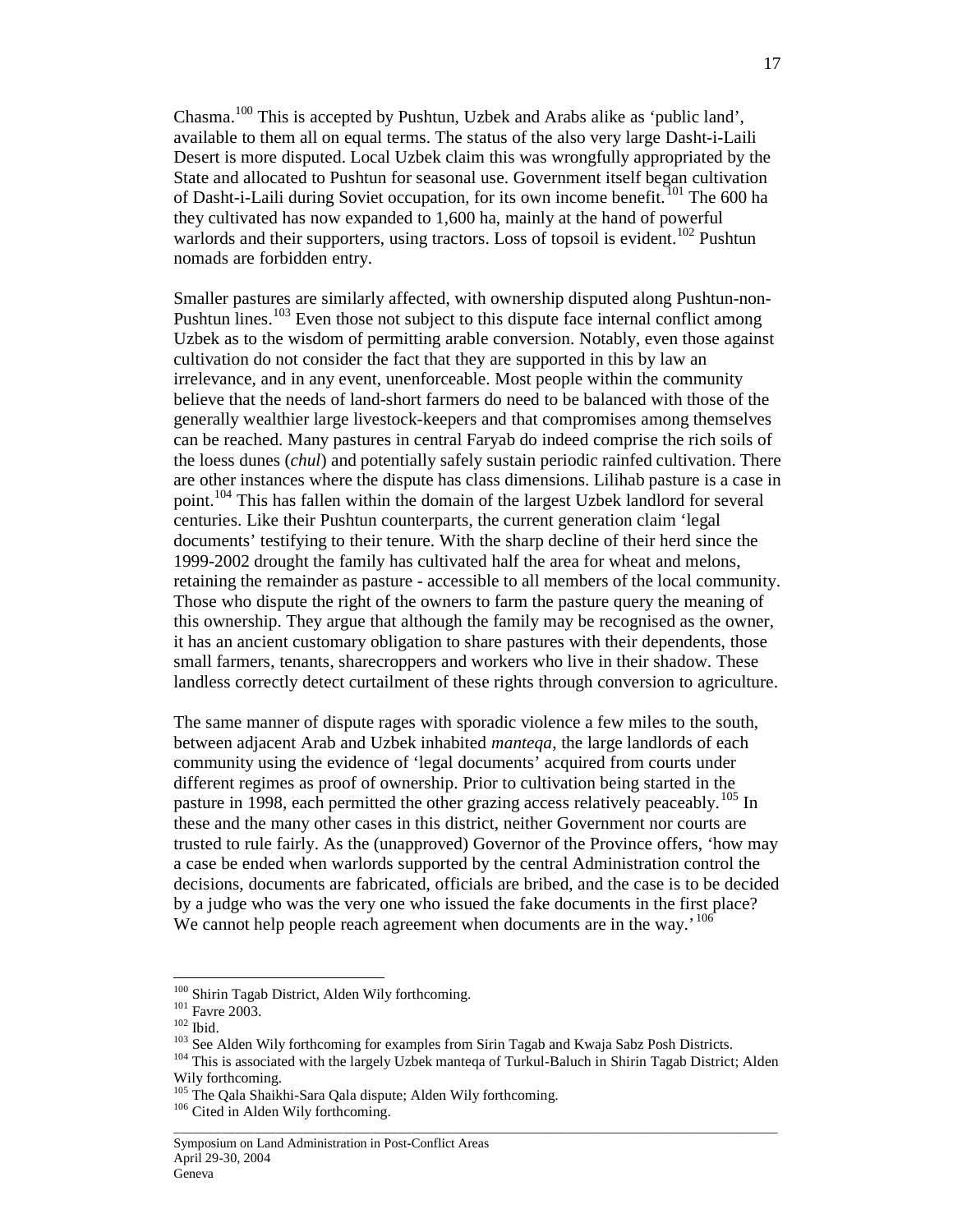Chasma.[100] This is accepted by Pushtun, Uzbek and Arabs alike as 'public land', available to them all on equal terms. The status of the also very large Dasht-i-Laili Desert is more disputed. Local Uzbek claim this was wrongfully appropriated by the State and allocated to Pushtun for seasonal use. Government itself began cultivation of Dasht-i-Laili during Soviet occupation, for its own income benefit.[101] The 600 ha they cultivated has now expanded to 1,600 ha, mainly at the hand of powerful warlords and their supporters, using tractors. Loss of topsoil is evident.[102] Pushtun nomads are forbidden entry.

Smaller pastures are similarly affected, with ownership disputed along Pushtun-non-Pushtun lines.[103] Even those not subject to this dispute face internal conflict among Uzbek as to the wisdom of permitting arable conversion. Notably, even those against cultivation do not consider the fact that they are supported in this by law an irrelevance, and in any event, unenforceable. Most people within the community believe that the needs of land-short farmers do need to be balanced with those of the generally wealthier large livestock-keepers and that compromises among themselves can be reached. Many pastures in central Faryab do indeed comprise the rich soils of the loess dunes (*chul*) and potentially safely sustain periodic rainfed cultivation. There are other instances where the dispute has class dimensions. Lilihab pasture is a case in point.[104] This has fallen within the domain of the largest Uzbek landlord for several centuries. Like their Pushtun counterparts, the current generation claim 'legal documents' testifying to their tenure. With the sharp decline of their herd since the 1999-2002 drought the family has cultivated half the area for wheat and melons, retaining the remainder as pasture - accessible to all members of the local community. Those who dispute the right of the owners to farm the pasture query the meaning of this ownership. They argue that although the family may be recognised as the owner, it has an ancient customary obligation to share pastures with their dependents, those small farmers, tenants, sharecroppers and workers who live in their shadow. These landless correctly detect curtailment of these rights through conversion to agriculture.

The same manner of dispute rages with sporadic violence a few miles to the south, between adjacent Arab and Uzbek inhabited *manteqa*, the large landlords of each community using the evidence of 'legal documents' acquired from courts under different regimes as proof of ownership. Prior to cultivation being started in the pasture in 1998, each permitted the other grazing access relatively peaceably.[105] In these and the many other cases in this district, neither Government nor courts are trusted to rule fairly. As the (unapproved) Governor of the Province offers, 'how may a case be ended when warlords supported by the central Administration control the decisions, documents are fabricated, officials are bribed, and the case is to be decided by a judge who was the very one who issued the fake documents in the first place? We cannot help people reach agreement when documents are in the way.'[106]

---

[100] Shirin Tagab District, Alden Wily forthcoming.
[101] Favre 2003.
[102] Ibid.
[103] See Alden Wily forthcoming for examples from Sirin Tagab and Kwaja Sabz Posh Districts.
[104] This is associated with the largely Uzbek manteqa of Turkul-Baluch in Shirin Tagab District; Alden Wily forthcoming.
[105] The Qala Shaikhi-Sara Qala dispute; Alden Wily forthcoming.
[106] Cited in Alden Wily forthcoming.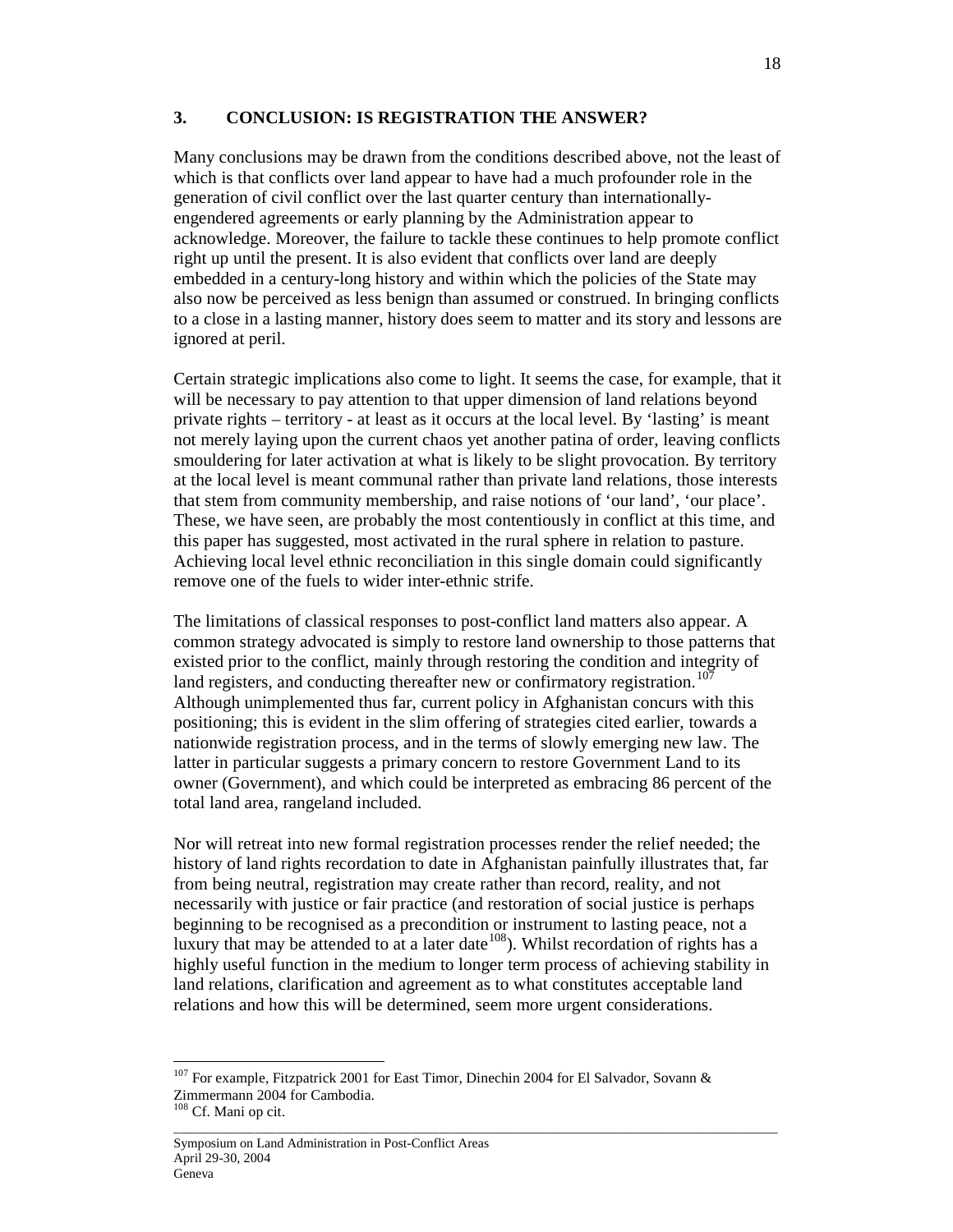## 3. CONCLUSION: IS REGISTRATION THE ANSWER?

Many conclusions may be drawn from the conditions described above, not the least of which is that conflicts over land appear to have had a much profounder role in the generation of civil conflict over the last quarter century than internationally-engendered agreements or early planning by the Administration appear to acknowledge. Moreover, the failure to tackle these continues to help promote conflict right up until the present. It is also evident that conflicts over land are deeply embedded in a century-long history and within which the policies of the State may also now be perceived as less benign than assumed or construed. In bringing conflicts to a close in a lasting manner, history does seem to matter and its story and lessons are ignored at peril.

Certain strategic implications also come to light. It seems the case, for example, that it will be necessary to pay attention to that upper dimension of land relations beyond private rights – territory - at least as it occurs at the local level. By 'lasting' is meant not merely laying upon the current chaos yet another patina of order, leaving conflicts smouldering for later activation at what is likely to be slight provocation. By territory at the local level is meant communal rather than private land relations, those interests that stem from community membership, and raise notions of 'our land', 'our place'. These, we have seen, are probably the most contentiously in conflict at this time, and this paper has suggested, most activated in the rural sphere in relation to pasture. Achieving local level ethnic reconciliation in this single domain could significantly remove one of the fuels to wider inter-ethnic strife.

The limitations of classical responses to post-conflict land matters also appear. A common strategy advocated is simply to restore land ownership to those patterns that existed prior to the conflict, mainly through restoring the condition and integrity of land registers, and conducting thereafter new or confirmatory registration.[107] Although unimplemented thus far, current policy in Afghanistan concurs with this positioning; this is evident in the slim offering of strategies cited earlier, towards a nationwide registration process, and in the terms of slowly emerging new law. The latter in particular suggests a primary concern to restore Government Land to its owner (Government), and which could be interpreted as embracing 86 percent of the total land area, rangeland included.

Nor will retreat into new formal registration processes render the relief needed; the history of land rights recordation to date in Afghanistan painfully illustrates that, far from being neutral, registration may create rather than record, reality, and not necessarily with justice or fair practice (and restoration of social justice is perhaps beginning to be recognised as a precondition or instrument to lasting peace, not a luxury that may be attended to at a later date[108]). Whilst recordation of rights has a highly useful function in the medium to longer term process of achieving stability in land relations, clarification and agreement as to what constitutes acceptable land relations and how this will be determined, seem more urgent considerations.

---

[107] For example, Fitzpatrick 2001 for East Timor, Dinechin 2004 for El Salvador, Sovann & Zimmermann 2004 for Cambodia.

[108] Cf. Mani op cit.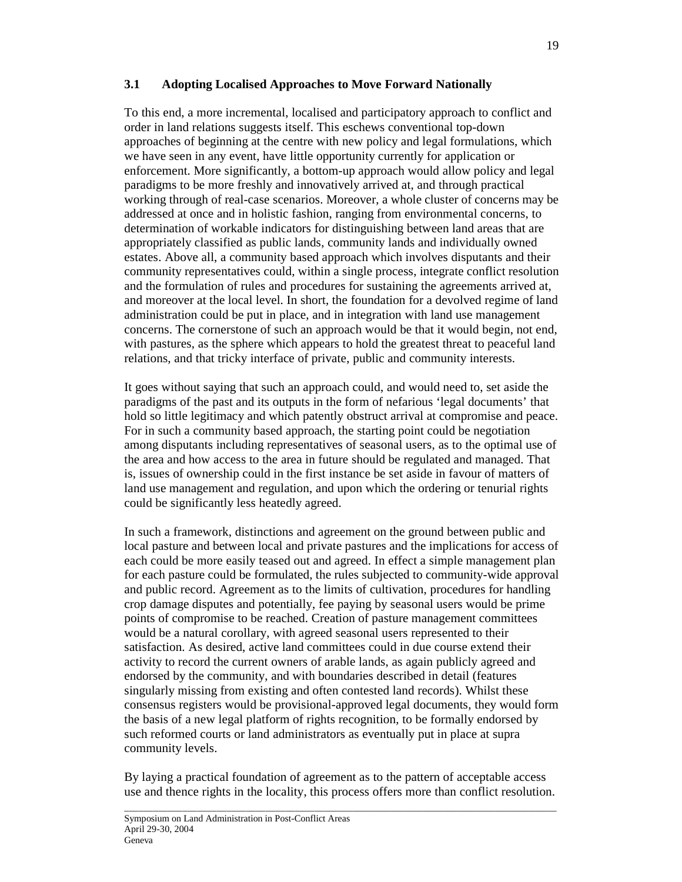### 3.1 Adopting Localised Approaches to Move Forward Nationally

To this end, a more incremental, localised and participatory approach to conflict and order in land relations suggests itself. This eschews conventional top-down approaches of beginning at the centre with new policy and legal formulations, which we have seen in any event, have little opportunity currently for application or enforcement. More significantly, a bottom-up approach would allow policy and legal paradigms to be more freshly and innovatively arrived at, and through practical working through of real-case scenarios. Moreover, a whole cluster of concerns may be addressed at once and in holistic fashion, ranging from environmental concerns, to determination of workable indicators for distinguishing between land areas that are appropriately classified as public lands, community lands and individually owned estates. Above all, a community based approach which involves disputants and their community representatives could, within a single process, integrate conflict resolution and the formulation of rules and procedures for sustaining the agreements arrived at, and moreover at the local level. In short, the foundation for a devolved regime of land administration could be put in place, and in integration with land use management concerns. The cornerstone of such an approach would be that it would begin, not end, with pastures, as the sphere which appears to hold the greatest threat to peaceful land relations, and that tricky interface of private, public and community interests.

It goes without saying that such an approach could, and would need to, set aside the paradigms of the past and its outputs in the form of nefarious 'legal documents' that hold so little legitimacy and which patently obstruct arrival at compromise and peace. For in such a community based approach, the starting point could be negotiation among disputants including representatives of seasonal users, as to the optimal use of the area and how access to the area in future should be regulated and managed. That is, issues of ownership could in the first instance be set aside in favour of matters of land use management and regulation, and upon which the ordering or tenurial rights could be significantly less heatedly agreed.

In such a framework, distinctions and agreement on the ground between public and local pasture and between local and private pastures and the implications for access of each could be more easily teased out and agreed. In effect a simple management plan for each pasture could be formulated, the rules subjected to community-wide approval and public record. Agreement as to the limits of cultivation, procedures for handling crop damage disputes and potentially, fee paying by seasonal users would be prime points of compromise to be reached. Creation of pasture management committees would be a natural corollary, with agreed seasonal users represented to their satisfaction. As desired, active land committees could in due course extend their activity to record the current owners of arable lands, as again publicly agreed and endorsed by the community, and with boundaries described in detail (features singularly missing from existing and often contested land records). Whilst these consensus registers would be provisional-approved legal documents, they would form the basis of a new legal platform of rights recognition, to be formally endorsed by such reformed courts or land administrators as eventually put in place at supra community levels.

By laying a practical foundation of agreement as to the pattern of acceptable access use and thence rights in the locality, this process offers more than conflict resolution.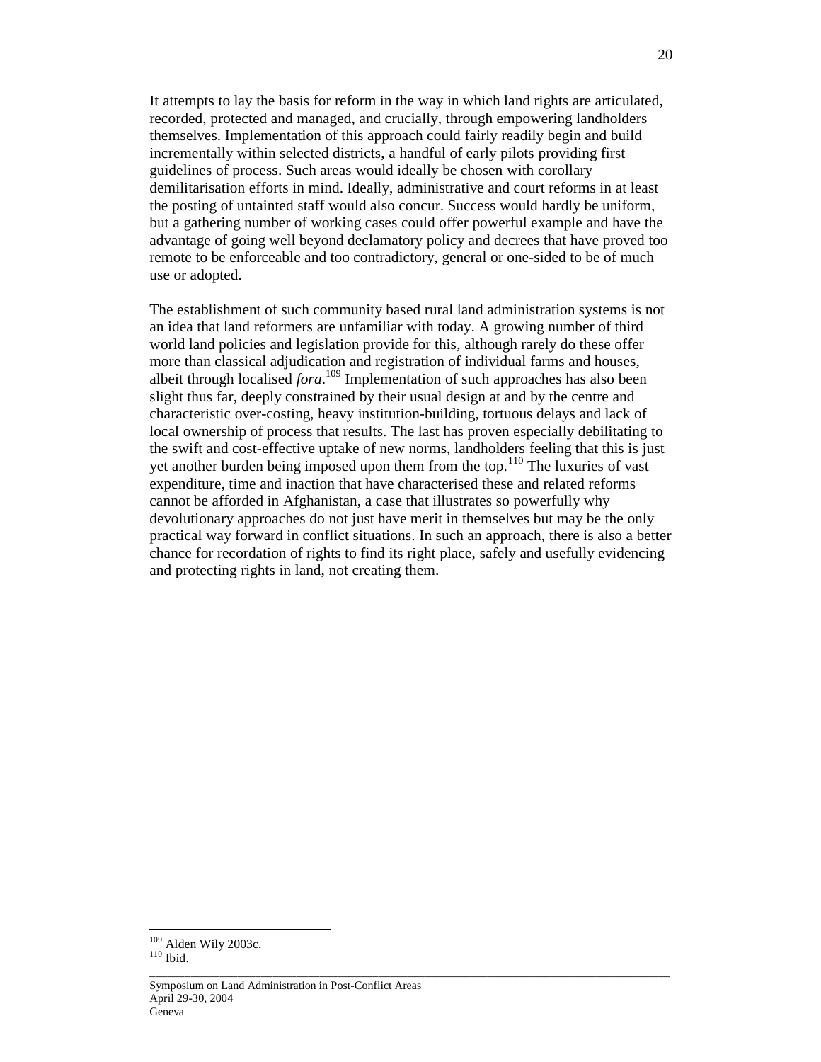It attempts to lay the basis for reform in the way in which land rights are articulated, recorded, protected and managed, and crucially, through empowering landholders themselves. Implementation of this approach could fairly readily begin and build incrementally within selected districts, a handful of early pilots providing first guidelines of process. Such areas would ideally be chosen with corollary demilitarisation efforts in mind. Ideally, administrative and court reforms in at least the posting of untainted staff would also concur. Success would hardly be uniform, but a gathering number of working cases could offer powerful example and have the advantage of going well beyond declamatory policy and decrees that have proved too remote to be enforceable and too contradictory, general or one-sided to be of much use or adopted.

The establishment of such community based rural land administration systems is not an idea that land reformers are unfamiliar with today. A growing number of third world land policies and legislation provide for this, although rarely do these offer more than classical adjudication and registration of individual farms and houses, albeit through localised *fora*.[109] Implementation of such approaches has also been slight thus far, deeply constrained by their usual design at and by the centre and characteristic over-costing, heavy institution-building, tortuous delays and lack of local ownership of process that results. The last has proven especially debilitating to the swift and cost-effective uptake of new norms, landholders feeling that this is just yet another burden being imposed upon them from the top.[110] The luxuries of vast expenditure, time and inaction that have characterised these and related reforms cannot be afforded in Afghanistan, a case that illustrates so powerfully why devolutionary approaches do not just have merit in themselves but may be the only practical way forward in conflict situations. In such an approach, there is also a better chance for recordation of rights to find its right place, safely and usefully evidencing and protecting rights in land, not creating them.

---

[109] Alden Wily 2003c.
[110] Ibid.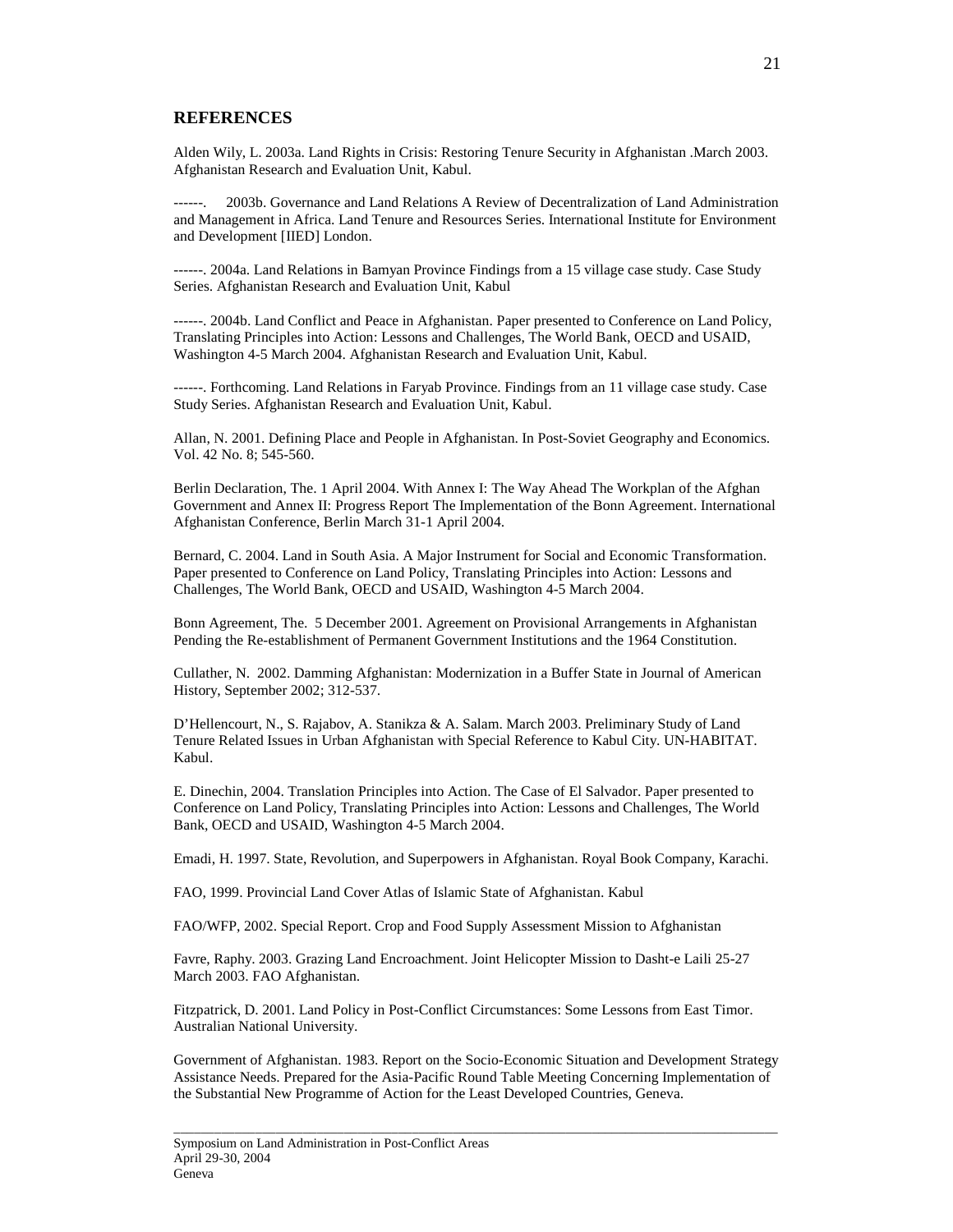## REFERENCES

Alden Wily, L. 2003a. Land Rights in Crisis: Restoring Tenure Security in Afghanistan .March 2003. Afghanistan Research and Evaluation Unit, Kabul.

------. 2003b. Governance and Land Relations A Review of Decentralization of Land Administration and Management in Africa. Land Tenure and Resources Series. International Institute for Environment and Development [IIED] London.

------. 2004a. Land Relations in Bamyan Province Findings from a 15 village case study. Case Study Series. Afghanistan Research and Evaluation Unit, Kabul

------. 2004b. Land Conflict and Peace in Afghanistan. Paper presented to Conference on Land Policy, Translating Principles into Action: Lessons and Challenges, The World Bank, OECD and USAID, Washington 4-5 March 2004. Afghanistan Research and Evaluation Unit, Kabul.

------. Forthcoming. Land Relations in Faryab Province. Findings from an 11 village case study. Case Study Series. Afghanistan Research and Evaluation Unit, Kabul.

Allan, N. 2001. Defining Place and People in Afghanistan. In Post-Soviet Geography and Economics. Vol. 42 No. 8; 545-560.

Berlin Declaration, The. 1 April 2004. With Annex I: The Way Ahead The Workplan of the Afghan Government and Annex II: Progress Report The Implementation of the Bonn Agreement. International Afghanistan Conference, Berlin March 31-1 April 2004.

Bernard, C. 2004. Land in South Asia. A Major Instrument for Social and Economic Transformation. Paper presented to Conference on Land Policy, Translating Principles into Action: Lessons and Challenges, The World Bank, OECD and USAID, Washington 4-5 March 2004.

Bonn Agreement, The. 5 December 2001. Agreement on Provisional Arrangements in Afghanistan Pending the Re-establishment of Permanent Government Institutions and the 1964 Constitution.

Cullather, N. 2002. Damming Afghanistan: Modernization in a Buffer State in Journal of American History, September 2002; 312-537.

D'Hellencourt, N., S. Rajabov, A. Stanikza & A. Salam. March 2003. Preliminary Study of Land Tenure Related Issues in Urban Afghanistan with Special Reference to Kabul City. UN-HABITAT. Kabul.

E. Dinechin, 2004. Translation Principles into Action. The Case of El Salvador. Paper presented to Conference on Land Policy, Translating Principles into Action: Lessons and Challenges, The World Bank, OECD and USAID, Washington 4-5 March 2004.

Emadi, H. 1997. State, Revolution, and Superpowers in Afghanistan. Royal Book Company, Karachi.

FAO, 1999. Provincial Land Cover Atlas of Islamic State of Afghanistan. Kabul

FAO/WFP, 2002. Special Report. Crop and Food Supply Assessment Mission to Afghanistan

Favre, Raphy. 2003. Grazing Land Encroachment. Joint Helicopter Mission to Dasht-e Laili 25-27 March 2003. FAO Afghanistan.

Fitzpatrick, D. 2001. Land Policy in Post-Conflict Circumstances: Some Lessons from East Timor. Australian National University.

Government of Afghanistan. 1983. Report on the Socio-Economic Situation and Development Strategy Assistance Needs. Prepared for the Asia-Pacific Round Table Meeting Concerning Implementation of the Substantial New Programme of Action for the Least Developed Countries, Geneva.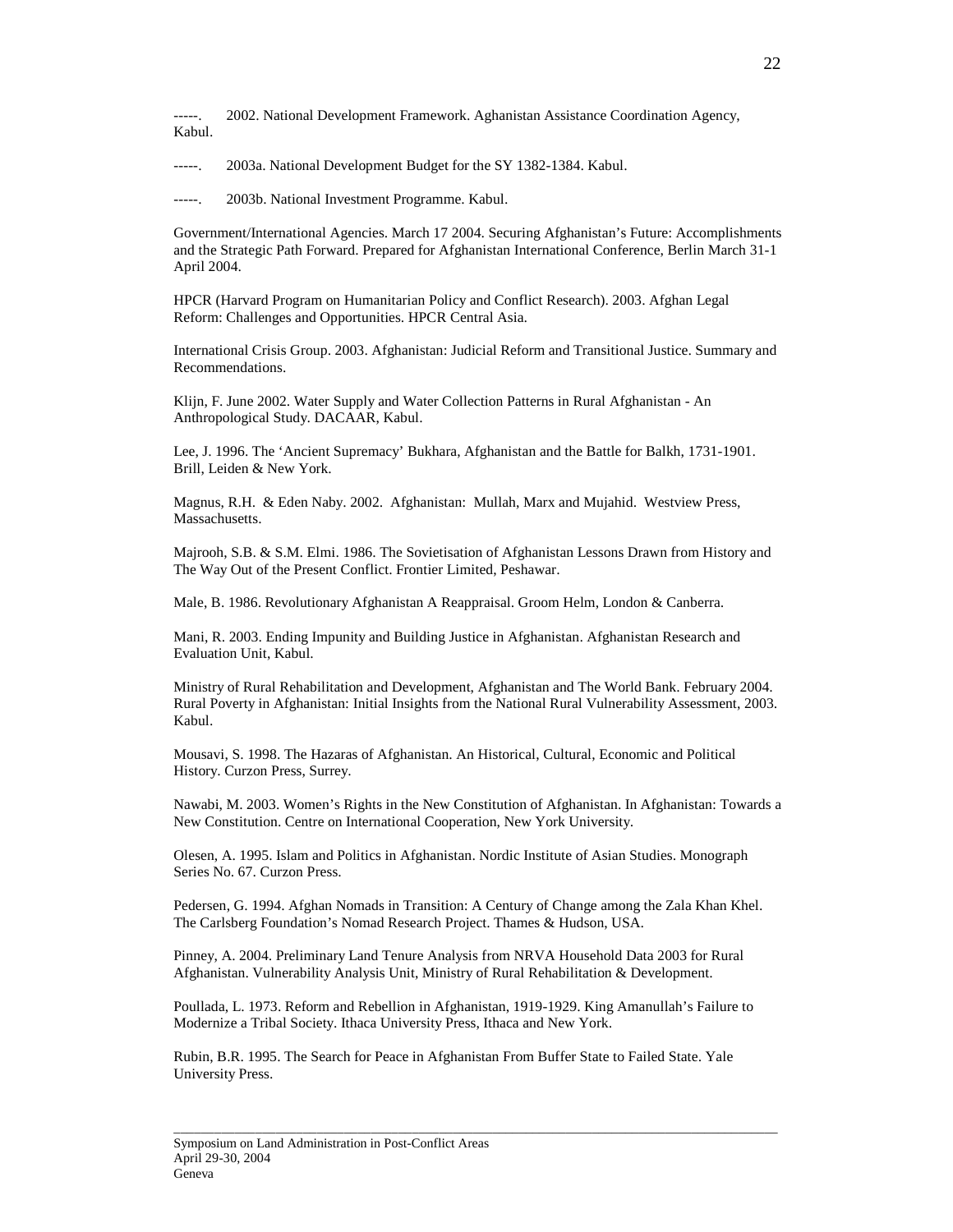-----. 2002. National Development Framework. Aghanistan Assistance Coordination Agency, Kabul.

-----. 2003a. National Development Budget for the SY 1382-1384. Kabul.

-----. 2003b. National Investment Programme. Kabul.

Government/International Agencies. March 17 2004. Securing Afghanistan's Future: Accomplishments and the Strategic Path Forward. Prepared for Afghanistan International Conference, Berlin March 31-1 April 2004.

HPCR (Harvard Program on Humanitarian Policy and Conflict Research). 2003. Afghan Legal Reform: Challenges and Opportunities. HPCR Central Asia.

International Crisis Group. 2003. Afghanistan: Judicial Reform and Transitional Justice. Summary and Recommendations.

Klijn, F. June 2002. Water Supply and Water Collection Patterns in Rural Afghanistan - An Anthropological Study. DACAAR, Kabul.

Lee, J. 1996. The 'Ancient Supremacy' Bukhara, Afghanistan and the Battle for Balkh, 1731-1901. Brill, Leiden & New York.

Magnus, R.H. & Eden Naby. 2002. Afghanistan: Mullah, Marx and Mujahid. Westview Press, Massachusetts.

Majrooh, S.B. & S.M. Elmi. 1986. The Sovietisation of Afghanistan Lessons Drawn from History and The Way Out of the Present Conflict. Frontier Limited, Peshawar.

Male, B. 1986. Revolutionary Afghanistan A Reappraisal. Groom Helm, London & Canberra.

Mani, R. 2003. Ending Impunity and Building Justice in Afghanistan. Afghanistan Research and Evaluation Unit, Kabul.

Ministry of Rural Rehabilitation and Development, Afghanistan and The World Bank. February 2004. Rural Poverty in Afghanistan: Initial Insights from the National Rural Vulnerability Assessment, 2003. Kabul.

Mousavi, S. 1998. The Hazaras of Afghanistan. An Historical, Cultural, Economic and Political History. Curzon Press, Surrey.

Nawabi, M. 2003. Women's Rights in the New Constitution of Afghanistan. In Afghanistan: Towards a New Constitution. Centre on International Cooperation, New York University.

Olesen, A. 1995. Islam and Politics in Afghanistan. Nordic Institute of Asian Studies. Monograph Series No. 67. Curzon Press.

Pedersen, G. 1994. Afghan Nomads in Transition: A Century of Change among the Zala Khan Khel. The Carlsberg Foundation's Nomad Research Project. Thames & Hudson, USA.

Pinney, A. 2004. Preliminary Land Tenure Analysis from NRVA Household Data 2003 for Rural Afghanistan. Vulnerability Analysis Unit, Ministry of Rural Rehabilitation & Development.

Poullada, L. 1973. Reform and Rebellion in Afghanistan, 1919-1929. King Amanullah's Failure to Modernize a Tribal Society. Ithaca University Press, Ithaca and New York.

Rubin, B.R. 1995. The Search for Peace in Afghanistan From Buffer State to Failed State. Yale University Press.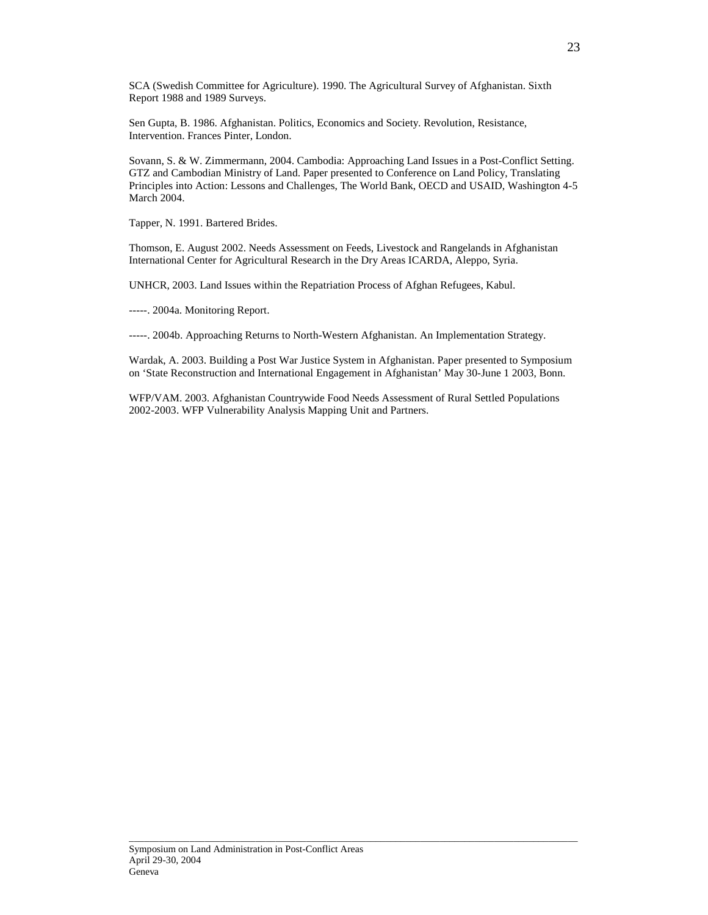SCA (Swedish Committee for Agriculture). 1990. The Agricultural Survey of Afghanistan. Sixth Report 1988 and 1989 Surveys.

Sen Gupta, B. 1986. Afghanistan. Politics, Economics and Society. Revolution, Resistance, Intervention. Frances Pinter, London.

Sovann, S. & W. Zimmermann, 2004. Cambodia: Approaching Land Issues in a Post-Conflict Setting. GTZ and Cambodian Ministry of Land. Paper presented to Conference on Land Policy, Translating Principles into Action: Lessons and Challenges, The World Bank, OECD and USAID, Washington 4-5 March 2004.

Tapper, N. 1991. Bartered Brides.

Thomson, E. August 2002. Needs Assessment on Feeds, Livestock and Rangelands in Afghanistan International Center for Agricultural Research in the Dry Areas ICARDA, Aleppo, Syria.

UNHCR, 2003. Land Issues within the Repatriation Process of Afghan Refugees, Kabul.

-----. 2004a. Monitoring Report.

-----. 2004b. Approaching Returns to North-Western Afghanistan. An Implementation Strategy.

Wardak, A. 2003. Building a Post War Justice System in Afghanistan. Paper presented to Symposium on 'State Reconstruction and International Engagement in Afghanistan' May 30-June 1 2003, Bonn.

WFP/VAM. 2003. Afghanistan Countrywide Food Needs Assessment of Rural Settled Populations 2002-2003. WFP Vulnerability Analysis Mapping Unit and Partners.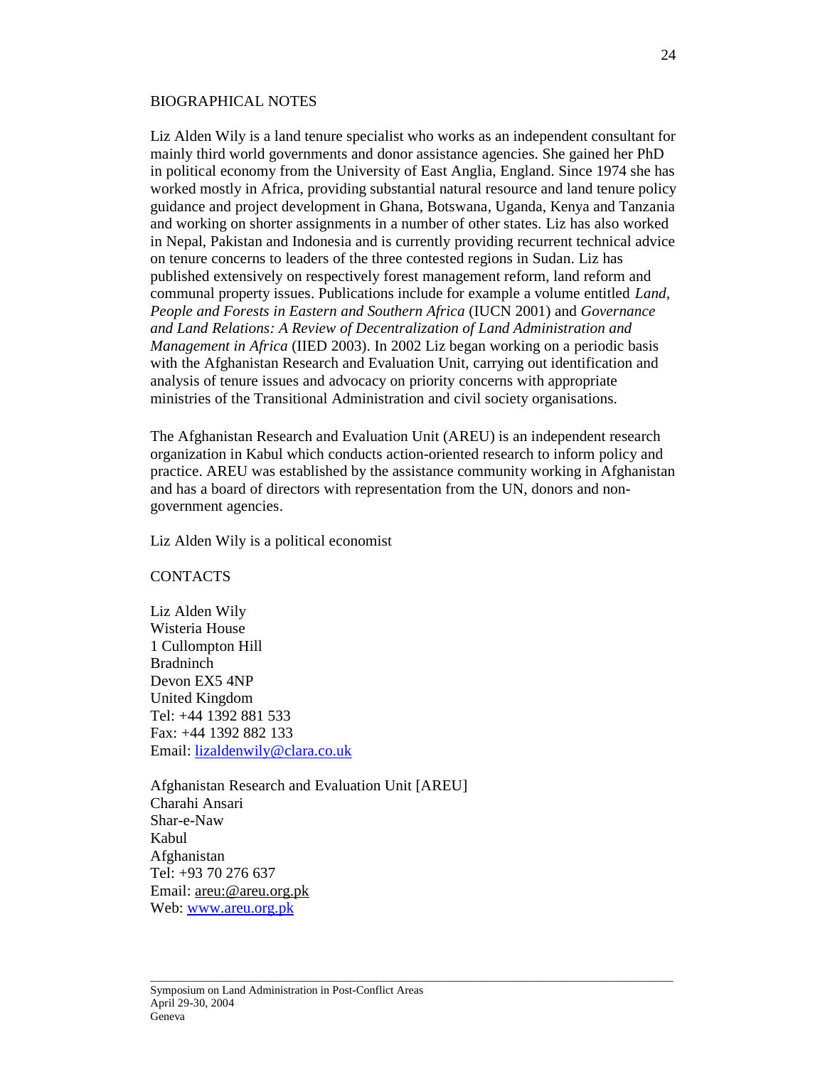## BIOGRAPHICAL NOTES

Liz Alden Wily is a land tenure specialist who works as an independent consultant for mainly third world governments and donor assistance agencies. She gained her PhD in political economy from the University of East Anglia, England. Since 1974 she has worked mostly in Africa, providing substantial natural resource and land tenure policy guidance and project development in Ghana, Botswana, Uganda, Kenya and Tanzania and working on shorter assignments in a number of other states. Liz has also worked in Nepal, Pakistan and Indonesia and is currently providing recurrent technical advice on tenure concerns to leaders of the three contested regions in Sudan. Liz has published extensively on respectively forest management reform, land reform and communal property issues. Publications include for example a volume entitled *Land, People and Forests in Eastern and Southern Africa* (IUCN 2001) and *Governance and Land Relations: A Review of Decentralization of Land Administration and Management in Africa* (IIED 2003). In 2002 Liz began working on a periodic basis with the Afghanistan Research and Evaluation Unit, carrying out identification and analysis of tenure issues and advocacy on priority concerns with appropriate ministries of the Transitional Administration and civil society organisations.

The Afghanistan Research and Evaluation Unit (AREU) is an independent research organization in Kabul which conducts action-oriented research to inform policy and practice. AREU was established by the assistance community working in Afghanistan and has a board of directors with representation from the UN, donors and non-government agencies.

Liz Alden Wily is a political economist

## CONTACTS

Liz Alden Wily
Wisteria House
1 Cullompton Hill
Bradninch
Devon EX5 4NP
United Kingdom
Tel: +44 1392 881 533
Fax: +44 1392 882 133
Email: lizaldenwily@clara.co.uk

Afghanistan Research and Evaluation Unit [AREU]
Charahi Ansari
Shar-e-Naw
Kabul
Afghanistan
Tel: +93 70 276 637
Email: areu:@areu.org.pk
Web: www.areu.org.pk